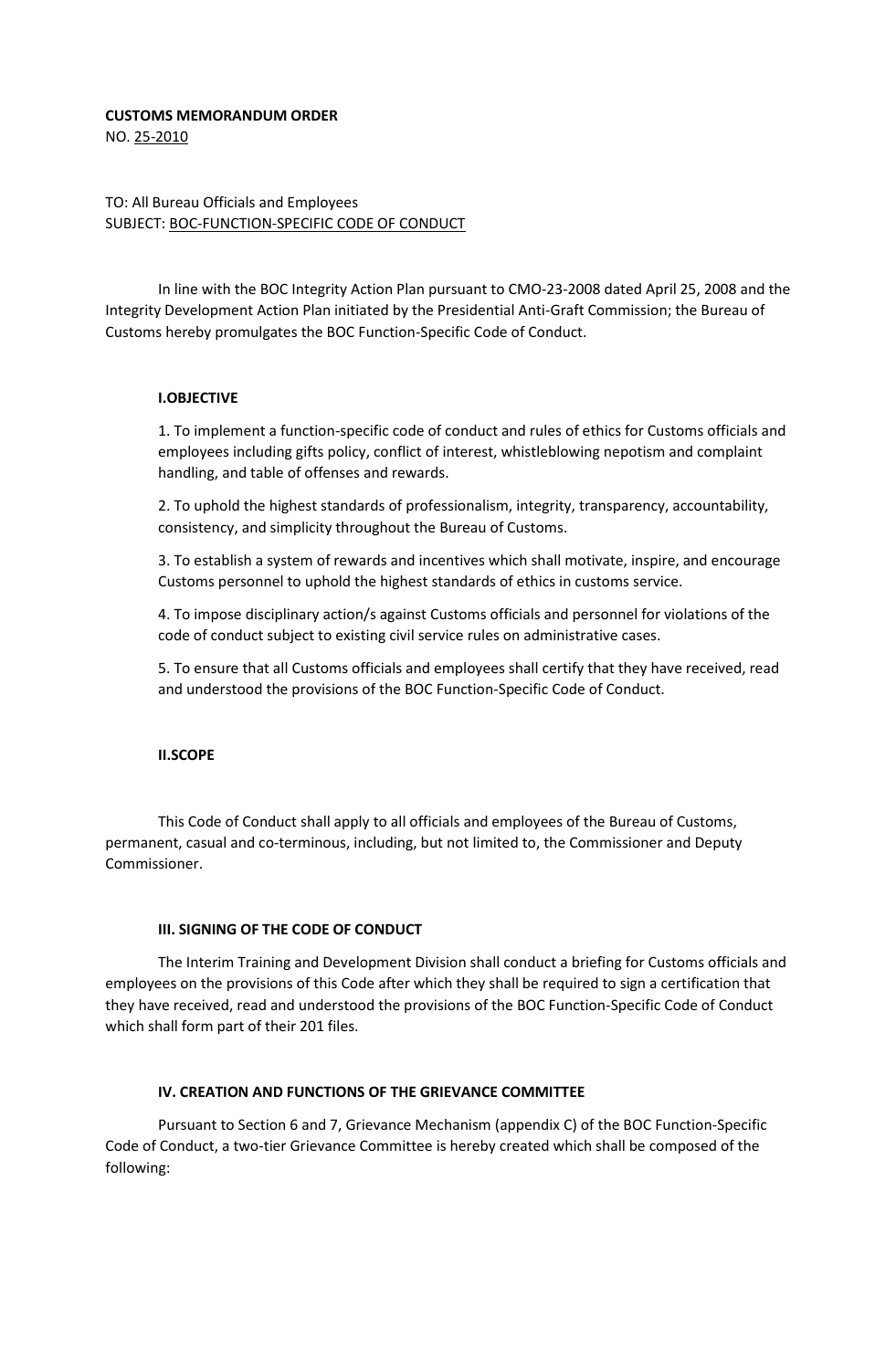**CUSTOMS MEMORANDUM ORDER**
NO. 25-2010

TO: All Bureau Officials and Employees
SUBJECT: BOC-FUNCTION-SPECIFIC CODE OF CONDUCT

In line with the BOC Integrity Action Plan pursuant to CMO-23-2008 dated April 25, 2008 and the Integrity Development Action Plan initiated by the Presidential Anti-Graft Commission; the Bureau of Customs hereby promulgates the BOC Function-Specific Code of Conduct.

## I.OBJECTIVE

1. To implement a function-specific code of conduct and rules of ethics for Customs officials and employees including gifts policy, conflict of interest, whistleblowing nepotism and complaint handling, and table of offenses and rewards.

2. To uphold the highest standards of professionalism, integrity, transparency, accountability, consistency, and simplicity throughout the Bureau of Customs.

3. To establish a system of rewards and incentives which shall motivate, inspire, and encourage Customs personnel to uphold the highest standards of ethics in customs service.

4. To impose disciplinary action/s against Customs officials and personnel for violations of the code of conduct subject to existing civil service rules on administrative cases.

5. To ensure that all Customs officials and employees shall certify that they have received, read and understood the provisions of the BOC Function-Specific Code of Conduct.

## II.SCOPE

This Code of Conduct shall apply to all officials and employees of the Bureau of Customs, permanent, casual and co-terminous, including, but not limited to, the Commissioner and Deputy Commissioner.

## III. SIGNING OF THE CODE OF CONDUCT

The Interim Training and Development Division shall conduct a briefing for Customs officials and employees on the provisions of this Code after which they shall be required to sign a certification that they have received, read and understood the provisions of the BOC Function-Specific Code of Conduct which shall form part of their 201 files.

## IV. CREATION AND FUNCTIONS OF THE GRIEVANCE COMMITTEE

Pursuant to Section 6 and 7, Grievance Mechanism (appendix C) of the BOC Function-Specific Code of Conduct, a two-tier Grievance Committee is hereby created which shall be composed of the following: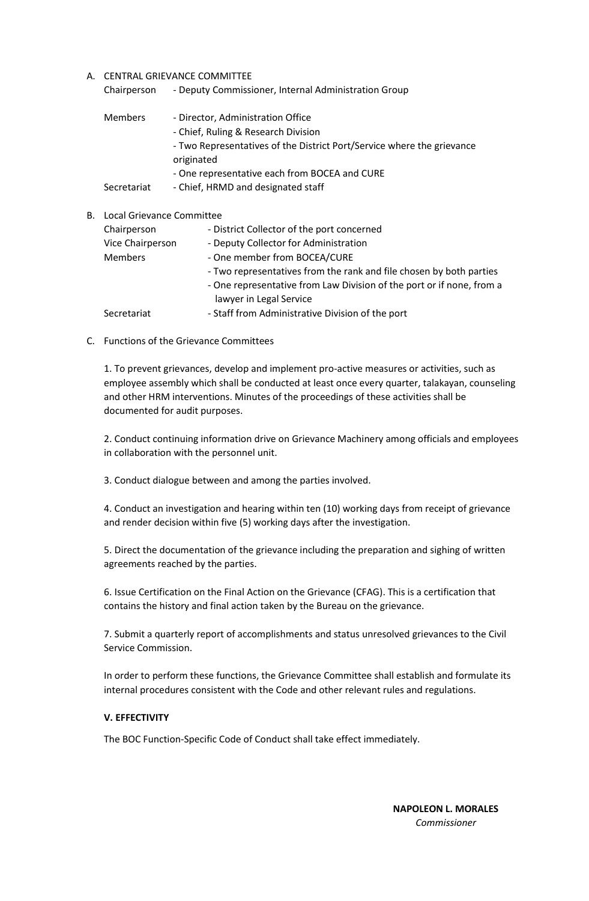A. CENTRAL GRIEVANCE COMMITTEE

Chairperson - Deputy Commissioner, Internal Administration Group

Members
- Director, Administration Office
- Chief, Ruling & Research Division
- Two Representatives of the District Port/Service where the grievance originated
- One representative each from BOCEA and CURE

Secretariat - Chief, HRMD and designated staff

B. Local Grievance Committee

Chairperson - District Collector of the port concerned

Vice Chairperson - Deputy Collector for Administration

Members
- One member from BOCEA/CURE
- Two representatives from the rank and file chosen by both parties
- One representative from Law Division of the port or if none, from a lawyer in Legal Service

Secretariat - Staff from Administrative Division of the port

C. Functions of the Grievance Committees

1. To prevent grievances, develop and implement pro-active measures or activities, such as employee assembly which shall be conducted at least once every quarter, talakayan, counseling and other HRM interventions. Minutes of the proceedings of these activities shall be documented for audit purposes.

2. Conduct continuing information drive on Grievance Machinery among officials and employees in collaboration with the personnel unit.

3. Conduct dialogue between and among the parties involved.

4. Conduct an investigation and hearing within ten (10) working days from receipt of grievance and render decision within five (5) working days after the investigation.

5. Direct the documentation of the grievance including the preparation and sighing of written agreements reached by the parties.

6. Issue Certification on the Final Action on the Grievance (CFAG). This is a certification that contains the history and final action taken by the Bureau on the grievance.

7. Submit a quarterly report of accomplishments and status unresolved grievances to the Civil Service Commission.

In order to perform these functions, the Grievance Committee shall establish and formulate its internal procedures consistent with the Code and other relevant rules and regulations.

**V. EFFECTIVITY**

The BOC Function-Specific Code of Conduct shall take effect immediately.

**NAPOLEON L. MORALES**
*Commissioner*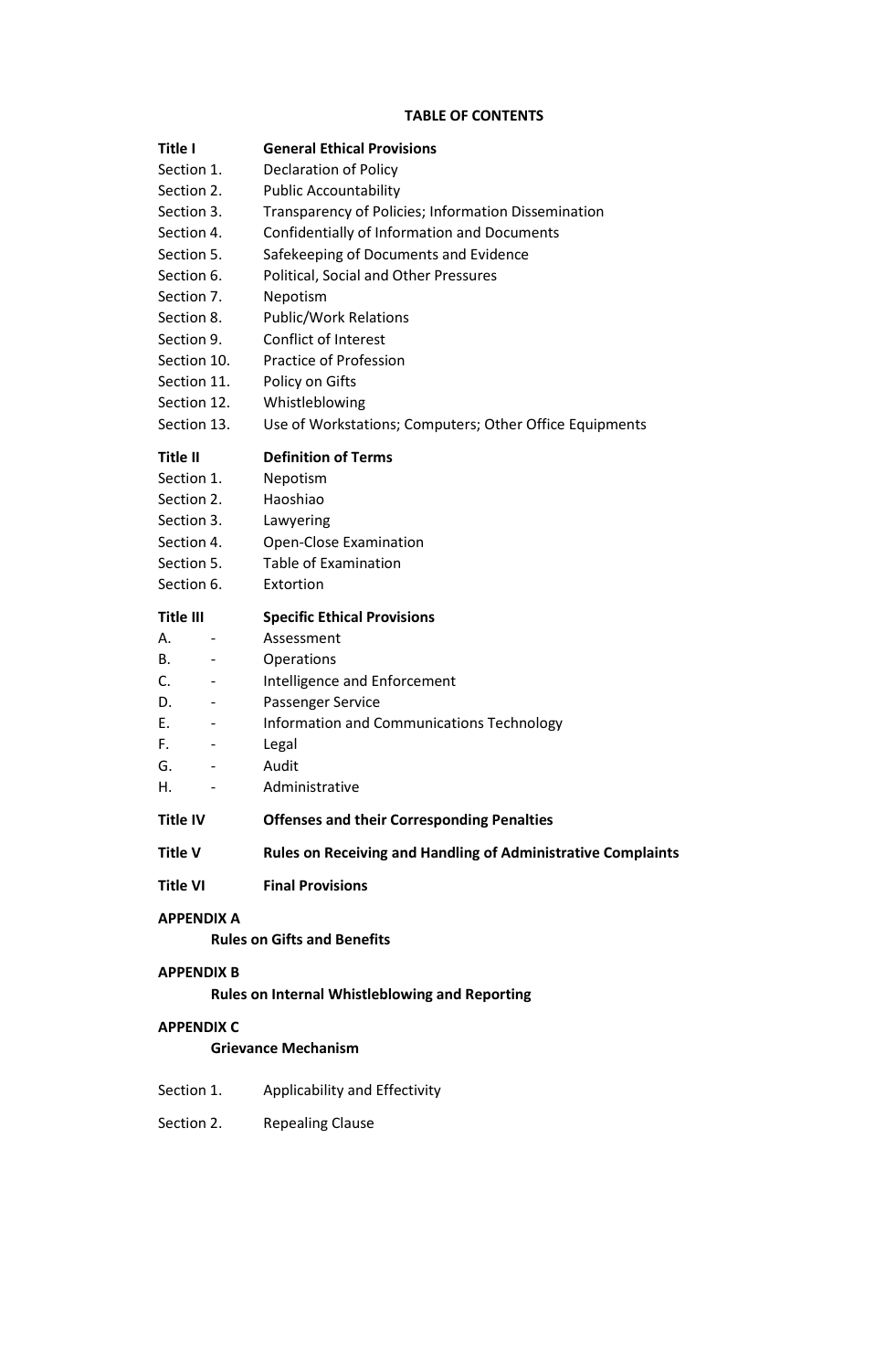## TABLE OF CONTENTS

| | |
|---|---|
| **Title I** | **General Ethical Provisions** |
| Section 1. | Declaration of Policy |
| Section 2. | Public Accountability |
| Section 3. | Transparency of Policies; Information Dissemination |
| Section 4. | Confidentially of Information and Documents |
| Section 5. | Safekeeping of Documents and Evidence |
| Section 6. | Political, Social and Other Pressures |
| Section 7. | Nepotism |
| Section 8. | Public/Work Relations |
| Section 9. | Conflict of Interest |
| Section 10. | Practice of Profession |
| Section 11. | Policy on Gifts |
| Section 12. | Whistleblowing |
| Section 13. | Use of Workstations; Computers; Other Office Equipments |
| **Title II** | **Definition of Terms** |
| Section 1. | Nepotism |
| Section 2. | Haoshiao |
| Section 3. | Lawyering |
| Section 4. | Open-Close Examination |
| Section 5. | Table of Examination |
| Section 6. | Extortion |
| **Title III** | **Specific Ethical Provisions** |
| A. - | Assessment |
| B. - | Operations |
| C. - | Intelligence and Enforcement |
| D. - | Passenger Service |
| E. - | Information and Communications Technology |
| F. - | Legal |
| G. - | Audit |
| H. - | Administrative |
| **Title IV** | **Offenses and their Corresponding Penalties** |
| **Title V** | **Rules on Receiving and Handling of Administrative Complaints** |
| **Title VI** | **Final Provisions** |

**APPENDIX A**

**Rules on Gifts and Benefits**

**APPENDIX B**

**Rules on Internal Whistleblowing and Reporting**

**APPENDIX C**

**Grievance Mechanism**

| | |
|---|---|
| Section 1. | Applicability and Effectivity |
| Section 2. | Repealing Clause |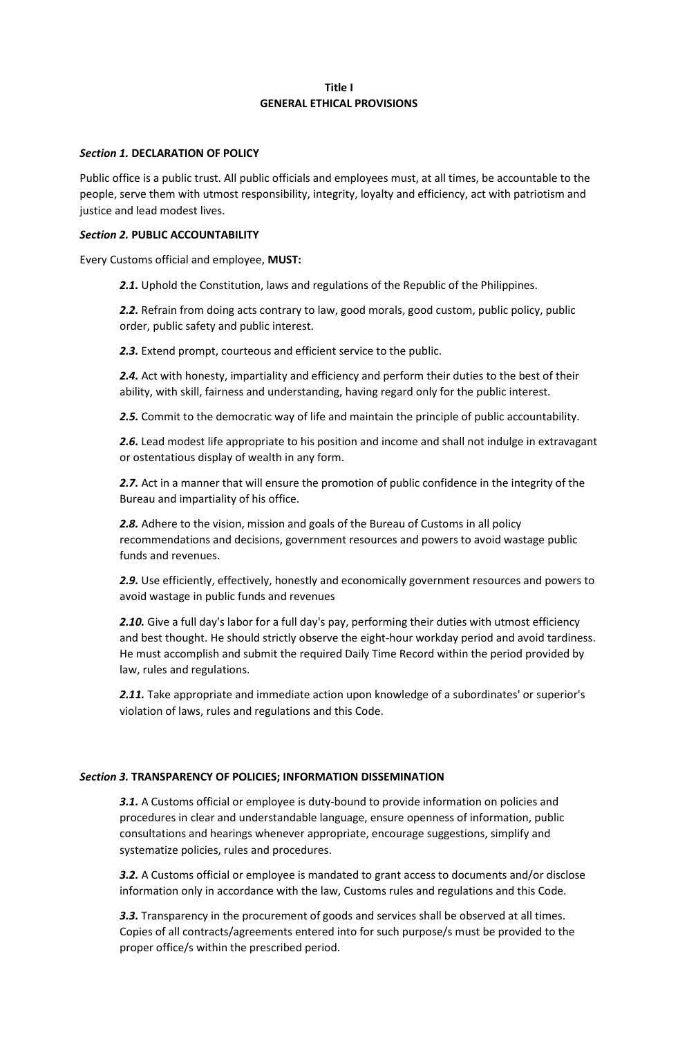# Title I
# GENERAL ETHICAL PROVISIONS

***Section 1.* DECLARATION OF POLICY**

Public office is a public trust. All public officials and employees must, at all times, be accountable to the people, serve them with utmost responsibility, integrity, loyalty and efficiency, act with patriotism and justice and lead modest lives.

***Section 2.* PUBLIC ACCOUNTABILITY**

Every Customs official and employee, **MUST:**

> ***2.1.*** Uphold the Constitution, laws and regulations of the Republic of the Philippines.
>
> ***2.2.*** Refrain from doing acts contrary to law, good morals, good custom, public policy, public order, public safety and public interest.
>
> ***2.3.*** Extend prompt, courteous and efficient service to the public.
>
> ***2.4.*** Act with honesty, impartiality and efficiency and perform their duties to the best of their ability, with skill, fairness and understanding, having regard only for the public interest.
>
> ***2.5.*** Commit to the democratic way of life and maintain the principle of public accountability.
>
> ***2.6.*** Lead modest life appropriate to his position and income and shall not indulge in extravagant or ostentatious display of wealth in any form.
>
> ***2.7.*** Act in a manner that will ensure the promotion of public confidence in the integrity of the Bureau and impartiality of his office.
>
> ***2.8.*** Adhere to the vision, mission and goals of the Bureau of Customs in all policy recommendations and decisions, government resources and powers to avoid wastage public funds and revenues.
>
> ***2.9.*** Use efficiently, effectively, honestly and economically government resources and powers to avoid wastage in public funds and revenues
>
> ***2.10.*** Give a full day's labor for a full day's pay, performing their duties with utmost efficiency and best thought. He should strictly observe the eight-hour workday period and avoid tardiness. He must accomplish and submit the required Daily Time Record within the period provided by law, rules and regulations.
>
> ***2.11.*** Take appropriate and immediate action upon knowledge of a subordinates' or superior's violation of laws, rules and regulations and this Code.

***Section 3.* TRANSPARENCY OF POLICIES; INFORMATION DISSEMINATION**

> ***3.1.*** A Customs official or employee is duty-bound to provide information on policies and procedures in clear and understandable language, ensure openness of information, public consultations and hearings whenever appropriate, encourage suggestions, simplify and systematize policies, rules and procedures.
>
> ***3.2.*** A Customs official or employee is mandated to grant access to documents and/or disclose information only in accordance with the law, Customs rules and regulations and this Code.
>
> ***3.3.*** Transparency in the procurement of goods and services shall be observed at all times. Copies of all contracts/agreements entered into for such purpose/s must be provided to the proper office/s within the prescribed period.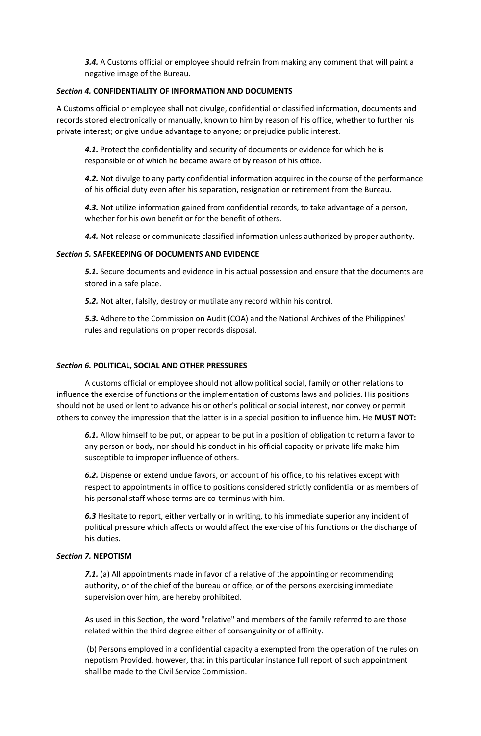***3.4.*** A Customs official or employee should refrain from making any comment that will paint a negative image of the Bureau.

***Section 4.*** **CONFIDENTIALITY OF INFORMATION AND DOCUMENTS**

A Customs official or employee shall not divulge, confidential or classified information, documents and records stored electronically or manually, known to him by reason of his office, whether to further his private interest; or give undue advantage to anyone; or prejudice public interest.

***4.1.*** Protect the confidentiality and security of documents or evidence for which he is responsible or of which he became aware of by reason of his office.

***4.2.*** Not divulge to any party confidential information acquired in the course of the performance of his official duty even after his separation, resignation or retirement from the Bureau.

***4.3.*** Not utilize information gained from confidential records, to take advantage of a person, whether for his own benefit or for the benefit of others.

***4.4.*** Not release or communicate classified information unless authorized by proper authority.

***Section 5.*** **SAFEKEEPING OF DOCUMENTS AND EVIDENCE**

***5.1.*** Secure documents and evidence in his actual possession and ensure that the documents are stored in a safe place.

***5.2.*** Not alter, falsify, destroy or mutilate any record within his control.

***5.3.*** Adhere to the Commission on Audit (COA) and the National Archives of the Philippines' rules and regulations on proper records disposal.

***Section 6.*** **POLITICAL, SOCIAL AND OTHER PRESSURES**

A customs official or employee should not allow political social, family or other relations to influence the exercise of functions or the implementation of customs laws and policies. His positions should not be used or lent to advance his or other's political or social interest, nor convey or permit others to convey the impression that the latter is in a special position to influence him. He **MUST NOT:**

***6.1.*** Allow himself to be put, or appear to be put in a position of obligation to return a favor to any person or body, nor should his conduct in his official capacity or private life make him susceptible to improper influence of others.

***6.2.*** Dispense or extend undue favors, on account of his office, to his relatives except with respect to appointments in office to positions considered strictly confidential or as members of his personal staff whose terms are co-terminus with him.

***6.3*** Hesitate to report, either verbally or in writing, to his immediate superior any incident of political pressure which affects or would affect the exercise of his functions or the discharge of his duties.

***Section 7.*** **NEPOTISM**

***7.1.*** (a) All appointments made in favor of a relative of the appointing or recommending authority, or of the chief of the bureau or office, or of the persons exercising immediate supervision over him, are hereby prohibited.

As used in this Section, the word "relative" and members of the family referred to are those related within the third degree either of consanguinity or of affinity.

(b) Persons employed in a confidential capacity a exempted from the operation of the rules on nepotism Provided, however, that in this particular instance full report of such appointment shall be made to the Civil Service Commission.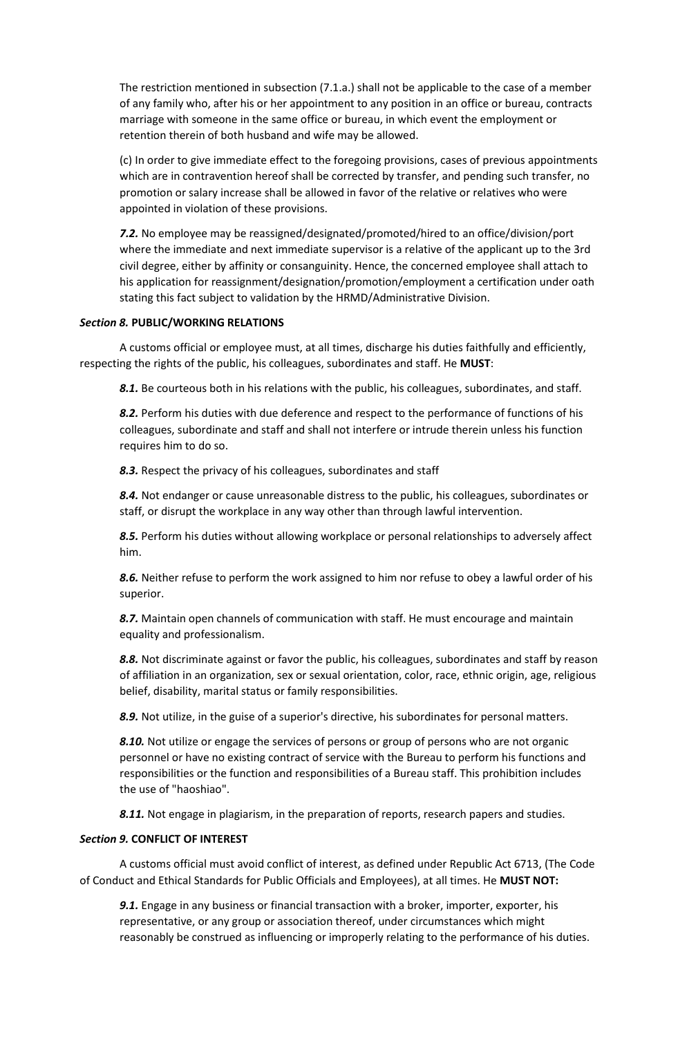The restriction mentioned in subsection (7.1.a.) shall not be applicable to the case of a member of any family who, after his or her appointment to any position in an office or bureau, contracts marriage with someone in the same office or bureau, in which event the employment or retention therein of both husband and wife may be allowed.

(c) In order to give immediate effect to the foregoing provisions, cases of previous appointments which are in contravention hereof shall be corrected by transfer, and pending such transfer, no promotion or salary increase shall be allowed in favor of the relative or relatives who were appointed in violation of these provisions.

***7.2.*** No employee may be reassigned/designated/promoted/hired to an office/division/port where the immediate and next immediate supervisor is a relative of the applicant up to the 3rd civil degree, either by affinity or consanguinity. Hence, the concerned employee shall attach to his application for reassignment/designation/promotion/employment a certification under oath stating this fact subject to validation by the HRMD/Administrative Division.

***Section 8.*** **PUBLIC/WORKING RELATIONS**

A customs official or employee must, at all times, discharge his duties faithfully and efficiently, respecting the rights of the public, his colleagues, subordinates and staff. He **MUST**:

***8.1.*** Be courteous both in his relations with the public, his colleagues, subordinates, and staff.

***8.2.*** Perform his duties with due deference and respect to the performance of functions of his colleagues, subordinate and staff and shall not interfere or intrude therein unless his function requires him to do so.

***8.3.*** Respect the privacy of his colleagues, subordinates and staff

***8.4.*** Not endanger or cause unreasonable distress to the public, his colleagues, subordinates or staff, or disrupt the workplace in any way other than through lawful intervention.

***8.5.*** Perform his duties without allowing workplace or personal relationships to adversely affect him.

***8.6.*** Neither refuse to perform the work assigned to him nor refuse to obey a lawful order of his superior.

***8.7.*** Maintain open channels of communication with staff. He must encourage and maintain equality and professionalism.

***8.8.*** Not discriminate against or favor the public, his colleagues, subordinates and staff by reason of affiliation in an organization, sex or sexual orientation, color, race, ethnic origin, age, religious belief, disability, marital status or family responsibilities.

***8.9.*** Not utilize, in the guise of a superior's directive, his subordinates for personal matters.

***8.10.*** Not utilize or engage the services of persons or group of persons who are not organic personnel or have no existing contract of service with the Bureau to perform his functions and responsibilities or the function and responsibilities of a Bureau staff. This prohibition includes the use of "haoshiao".

***8.11.*** Not engage in plagiarism, in the preparation of reports, research papers and studies.

***Section 9.*** **CONFLICT OF INTEREST**

A customs official must avoid conflict of interest, as defined under Republic Act 6713, (The Code of Conduct and Ethical Standards for Public Officials and Employees), at all times. He **MUST NOT:**

***9.1.*** Engage in any business or financial transaction with a broker, importer, exporter, his representative, or any group or association thereof, under circumstances which might reasonably be construed as influencing or improperly relating to the performance of his duties.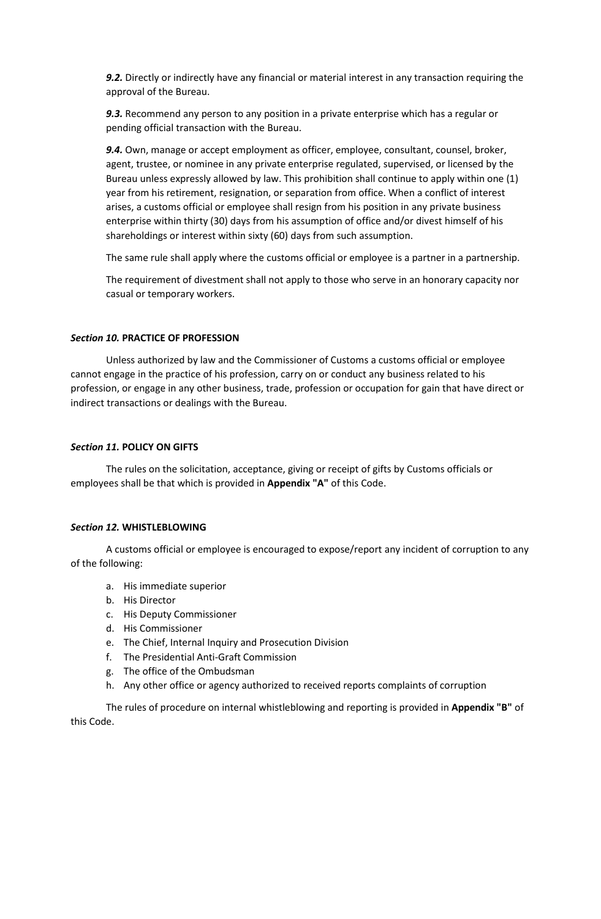***9.2.*** Directly or indirectly have any financial or material interest in any transaction requiring the approval of the Bureau.

***9.3.*** Recommend any person to any position in a private enterprise which has a regular or pending official transaction with the Bureau.

***9.4.*** Own, manage or accept employment as officer, employee, consultant, counsel, broker, agent, trustee, or nominee in any private enterprise regulated, supervised, or licensed by the Bureau unless expressly allowed by law. This prohibition shall continue to apply within one (1) year from his retirement, resignation, or separation from office. When a conflict of interest arises, a customs official or employee shall resign from his position in any private business enterprise within thirty (30) days from his assumption of office and/or divest himself of his shareholdings or interest within sixty (60) days from such assumption.

The same rule shall apply where the customs official or employee is a partner in a partnership.

The requirement of divestment shall not apply to those who serve in an honorary capacity nor casual or temporary workers.

***Section 10.*** **PRACTICE OF PROFESSION**

Unless authorized by law and the Commissioner of Customs a customs official or employee cannot engage in the practice of his profession, carry on or conduct any business related to his profession, or engage in any other business, trade, profession or occupation for gain that have direct or indirect transactions or dealings with the Bureau.

***Section 11.*** **POLICY ON GIFTS**

The rules on the solicitation, acceptance, giving or receipt of gifts by Customs officials or employees shall be that which is provided in **Appendix "A"** of this Code.

***Section 12.*** **WHISTLEBLOWING**

A customs official or employee is encouraged to expose/report any incident of corruption to any of the following:

a. His immediate superior
b. His Director
c. His Deputy Commissioner
d. His Commissioner
e. The Chief, Internal Inquiry and Prosecution Division
f. The Presidential Anti-Graft Commission
g. The office of the Ombudsman
h. Any other office or agency authorized to received reports complaints of corruption

The rules of procedure on internal whistleblowing and reporting is provided in **Appendix "B"** of this Code.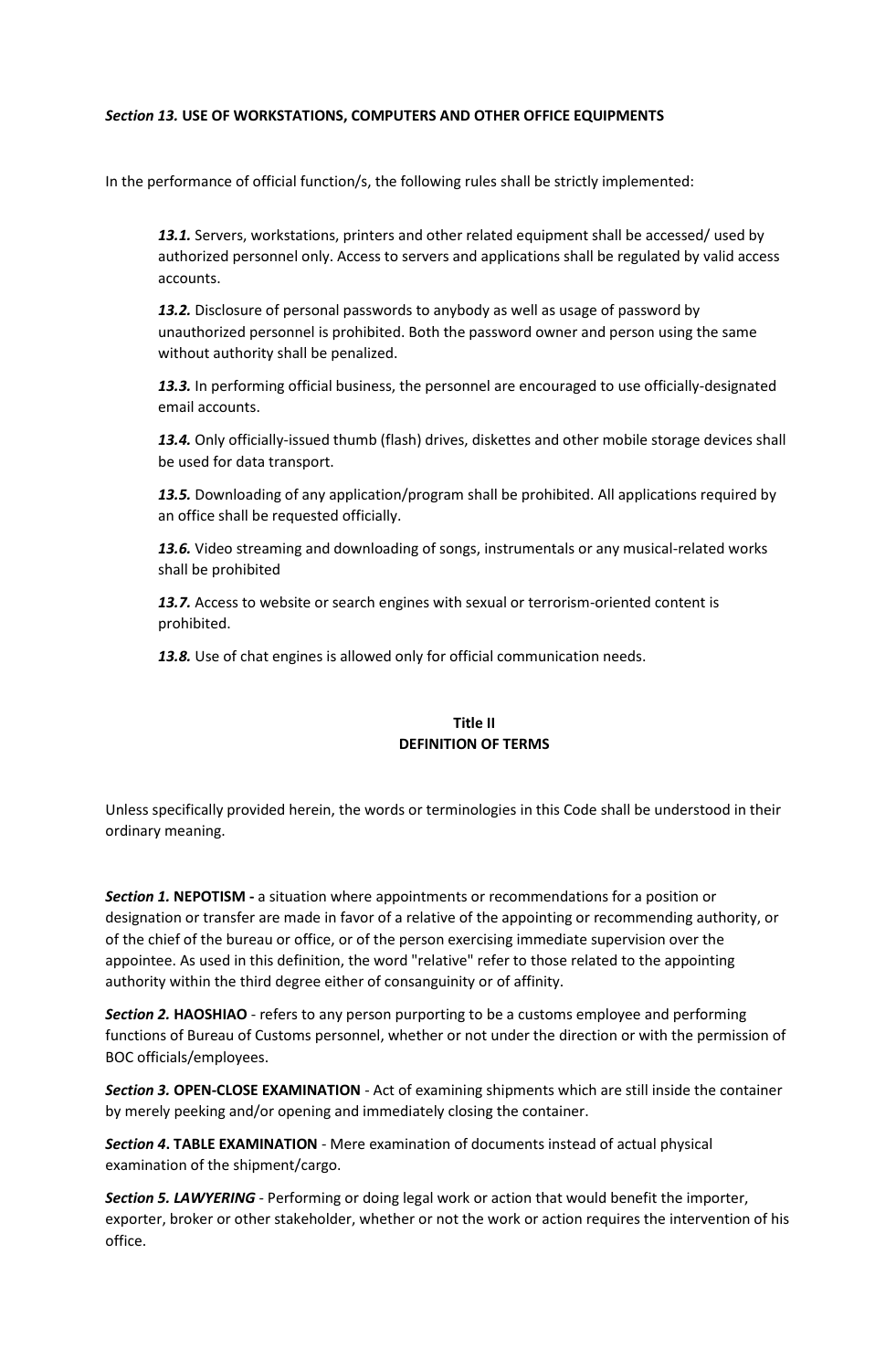***Section 13.*** **USE OF WORKSTATIONS, COMPUTERS AND OTHER OFFICE EQUIPMENTS**

In the performance of official function/s, the following rules shall be strictly implemented:

> ***13.1.*** Servers, workstations, printers and other related equipment shall be accessed/ used by authorized personnel only. Access to servers and applications shall be regulated by valid access accounts.
>
> ***13.2.*** Disclosure of personal passwords to anybody as well as usage of password by unauthorized personnel is prohibited. Both the password owner and person using the same without authority shall be penalized.
>
> ***13.3.*** In performing official business, the personnel are encouraged to use officially-designated email accounts.
>
> ***13.4.*** Only officially-issued thumb (flash) drives, diskettes and other mobile storage devices shall be used for data transport.
>
> ***13.5.*** Downloading of any application/program shall be prohibited. All applications required by an office shall be requested officially.
>
> ***13.6.*** Video streaming and downloading of songs, instrumentals or any musical-related works shall be prohibited
>
> ***13.7.*** Access to website or search engines with sexual or terrorism-oriented content is prohibited.
>
> ***13.8.*** Use of chat engines is allowed only for official communication needs.

## Title II
## DEFINITION OF TERMS

Unless specifically provided herein, the words or terminologies in this Code shall be understood in their ordinary meaning.

***Section 1.*** **NEPOTISM -** a situation where appointments or recommendations for a position or designation or transfer are made in favor of a relative of the appointing or recommending authority, or of the chief of the bureau or office, or of the person exercising immediate supervision over the appointee. As used in this definition, the word "relative" refer to those related to the appointing authority within the third degree either of consanguinity or of affinity.

***Section 2.*** **HAOSHIAO** - refers to any person purporting to be a customs employee and performing functions of Bureau of Customs personnel, whether or not under the direction or with the permission of BOC officials/employees.

***Section 3.*** **OPEN-CLOSE EXAMINATION** - Act of examining shipments which are still inside the container by merely peeking and/or opening and immediately closing the container.

***Section 4*****. TABLE EXAMINATION** - Mere examination of documents instead of actual physical examination of the shipment/cargo.

***Section 5. LAWYERING*** - Performing or doing legal work or action that would benefit the importer, exporter, broker or other stakeholder, whether or not the work or action requires the intervention of his office.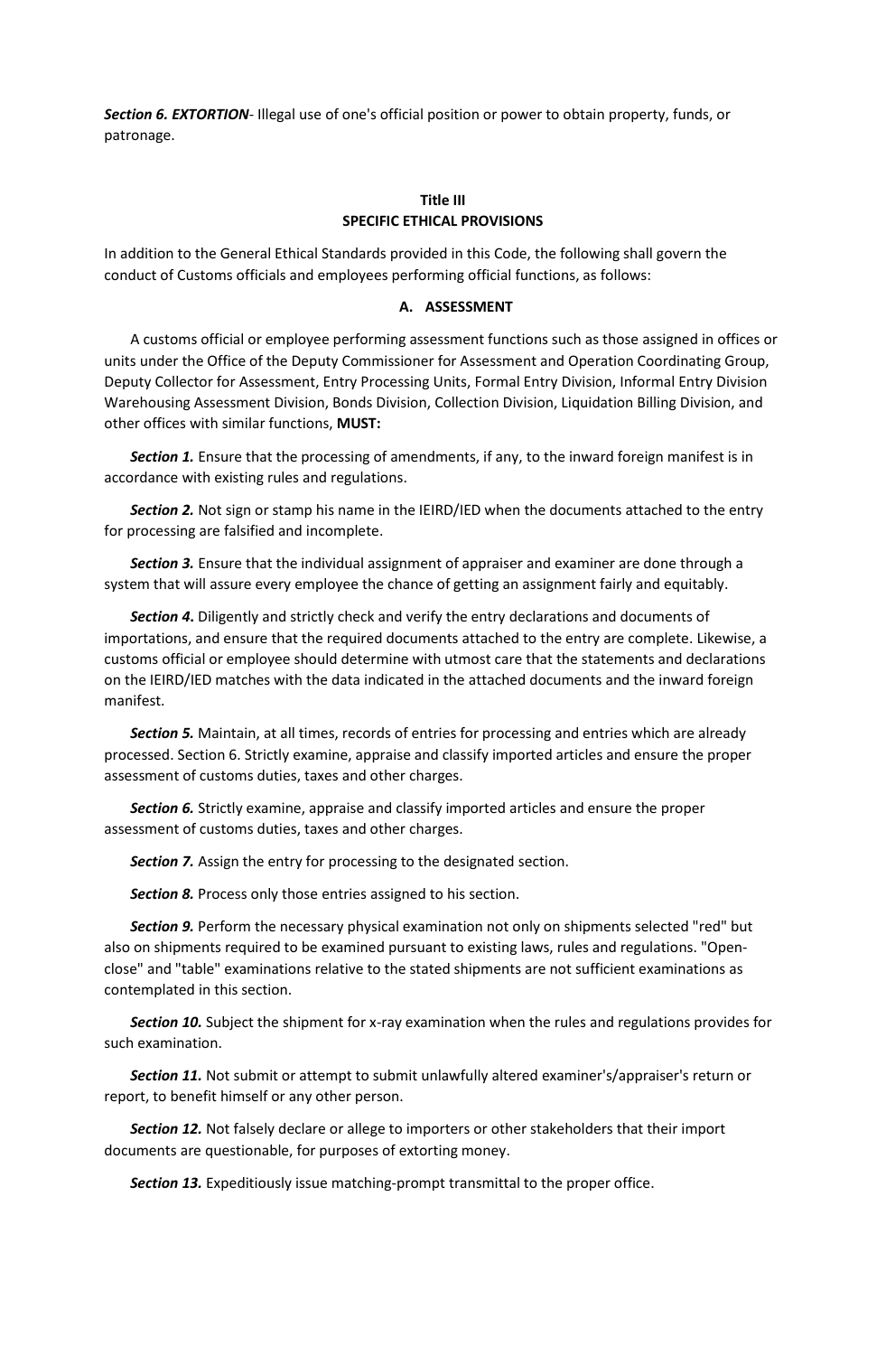***Section 6. EXTORTION***- Illegal use of one's official position or power to obtain property, funds, or patronage.

## Title III
## SPECIFIC ETHICAL PROVISIONS

In addition to the General Ethical Standards provided in this Code, the following shall govern the conduct of Customs officials and employees performing official functions, as follows:

### A. ASSESSMENT

A customs official or employee performing assessment functions such as those assigned in offices or units under the Office of the Deputy Commissioner for Assessment and Operation Coordinating Group, Deputy Collector for Assessment, Entry Processing Units, Formal Entry Division, Informal Entry Division Warehousing Assessment Division, Bonds Division, Collection Division, Liquidation Billing Division, and other offices with similar functions, **MUST:**

***Section 1.*** Ensure that the processing of amendments, if any, to the inward foreign manifest is in accordance with existing rules and regulations.

***Section 2.*** Not sign or stamp his name in the IEIRD/IED when the documents attached to the entry for processing are falsified and incomplete.

***Section 3.*** Ensure that the individual assignment of appraiser and examiner are done through a system that will assure every employee the chance of getting an assignment fairly and equitably.

***Section 4.*** Diligently and strictly check and verify the entry declarations and documents of importations, and ensure that the required documents attached to the entry are complete. Likewise, a customs official or employee should determine with utmost care that the statements and declarations on the IEIRD/IED matches with the data indicated in the attached documents and the inward foreign manifest.

***Section 5.*** Maintain, at all times, records of entries for processing and entries which are already processed. Section 6. Strictly examine, appraise and classify imported articles and ensure the proper assessment of customs duties, taxes and other charges.

***Section 6.*** Strictly examine, appraise and classify imported articles and ensure the proper assessment of customs duties, taxes and other charges.

***Section 7.*** Assign the entry for processing to the designated section.

***Section 8.*** Process only those entries assigned to his section.

***Section 9.*** Perform the necessary physical examination not only on shipments selected "red" but also on shipments required to be examined pursuant to existing laws, rules and regulations. "Open-close" and "table" examinations relative to the stated shipments are not sufficient examinations as contemplated in this section.

***Section 10.*** Subject the shipment for x-ray examination when the rules and regulations provides for such examination.

***Section 11.*** Not submit or attempt to submit unlawfully altered examiner's/appraiser's return or report, to benefit himself or any other person.

***Section 12.*** Not falsely declare or allege to importers or other stakeholders that their import documents are questionable, for purposes of extorting money.

***Section 13.*** Expeditiously issue matching-prompt transmittal to the proper office.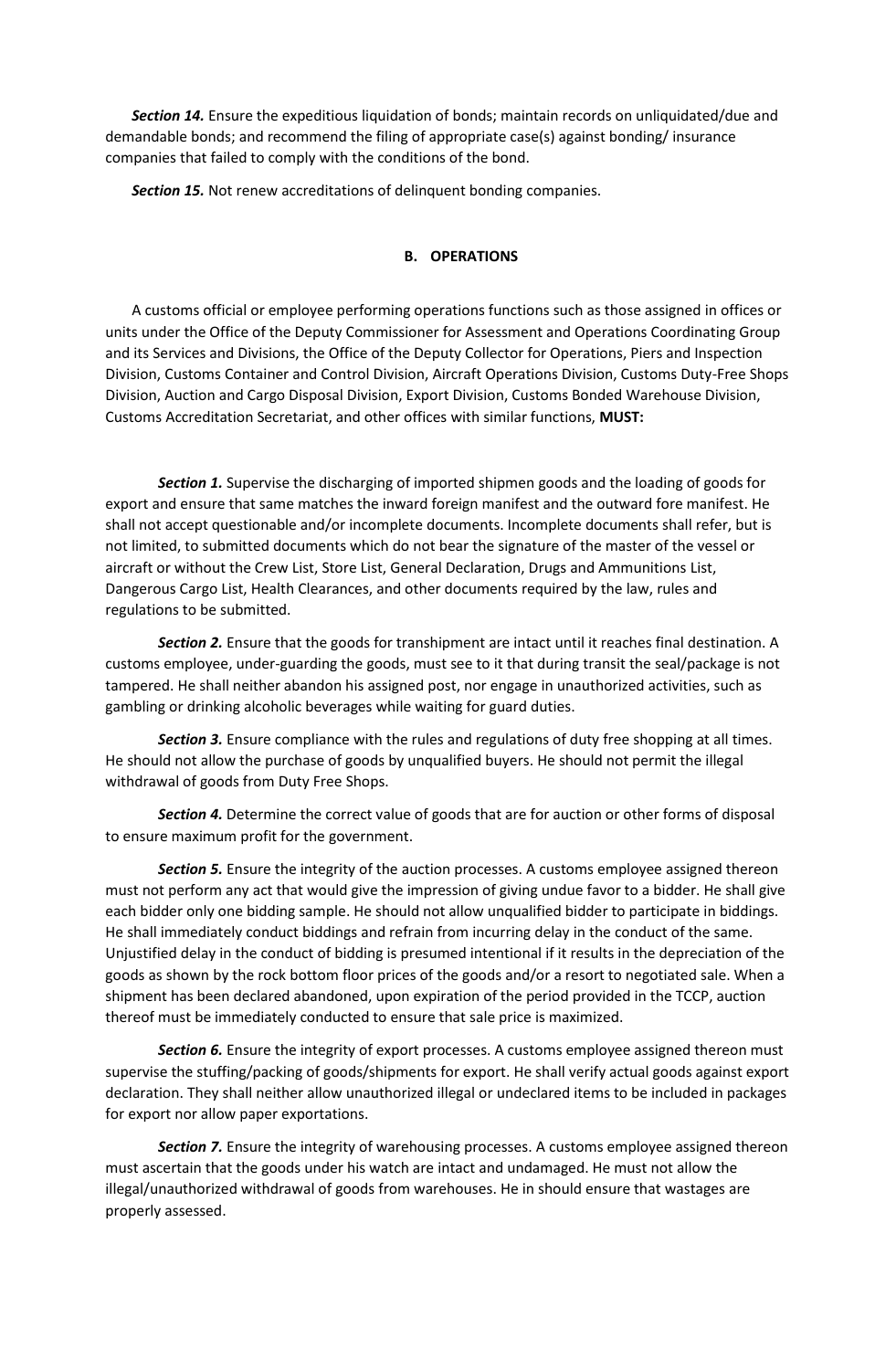***Section 14.*** Ensure the expeditious liquidation of bonds; maintain records on unliquidated/due and demandable bonds; and recommend the filing of appropriate case(s) against bonding/ insurance companies that failed to comply with the conditions of the bond.

***Section 15.*** Not renew accreditations of delinquent bonding companies.

### B. OPERATIONS

A customs official or employee performing operations functions such as those assigned in offices or units under the Office of the Deputy Commissioner for Assessment and Operations Coordinating Group and its Services and Divisions, the Office of the Deputy Collector for Operations, Piers and Inspection Division, Customs Container and Control Division, Aircraft Operations Division, Customs Duty-Free Shops Division, Auction and Cargo Disposal Division, Export Division, Customs Bonded Warehouse Division, Customs Accreditation Secretariat, and other offices with similar functions, **MUST:**

***Section 1.*** Supervise the discharging of imported shipmen goods and the loading of goods for export and ensure that same matches the inward foreign manifest and the outward fore manifest. He shall not accept questionable and/or incomplete documents. Incomplete documents shall refer, but is not limited, to submitted documents which do not bear the signature of the master of the vessel or aircraft or without the Crew List, Store List, General Declaration, Drugs and Ammunitions List, Dangerous Cargo List, Health Clearances, and other documents required by the law, rules and regulations to be submitted.

***Section 2.*** Ensure that the goods for transhipment are intact until it reaches final destination. A customs employee, under-guarding the goods, must see to it that during transit the seal/package is not tampered. He shall neither abandon his assigned post, nor engage in unauthorized activities, such as gambling or drinking alcoholic beverages while waiting for guard duties.

***Section 3.*** Ensure compliance with the rules and regulations of duty free shopping at all times. He should not allow the purchase of goods by unqualified buyers. He should not permit the illegal withdrawal of goods from Duty Free Shops.

***Section 4.*** Determine the correct value of goods that are for auction or other forms of disposal to ensure maximum profit for the government.

***Section 5.*** Ensure the integrity of the auction processes. A customs employee assigned thereon must not perform any act that would give the impression of giving undue favor to a bidder. He shall give each bidder only one bidding sample. He should not allow unqualified bidder to participate in biddings. He shall immediately conduct biddings and refrain from incurring delay in the conduct of the same. Unjustified delay in the conduct of bidding is presumed intentional if it results in the depreciation of the goods as shown by the rock bottom floor prices of the goods and/or a resort to negotiated sale. When a shipment has been declared abandoned, upon expiration of the period provided in the TCCP, auction thereof must be immediately conducted to ensure that sale price is maximized.

***Section 6.*** Ensure the integrity of export processes. A customs employee assigned thereon must supervise the stuffing/packing of goods/shipments for export. He shall verify actual goods against export declaration. They shall neither allow unauthorized illegal or undeclared items to be included in packages for export nor allow paper exportations.

***Section 7.*** Ensure the integrity of warehousing processes. A customs employee assigned thereon must ascertain that the goods under his watch are intact and undamaged. He must not allow the illegal/unauthorized withdrawal of goods from warehouses. He in should ensure that wastages are properly assessed.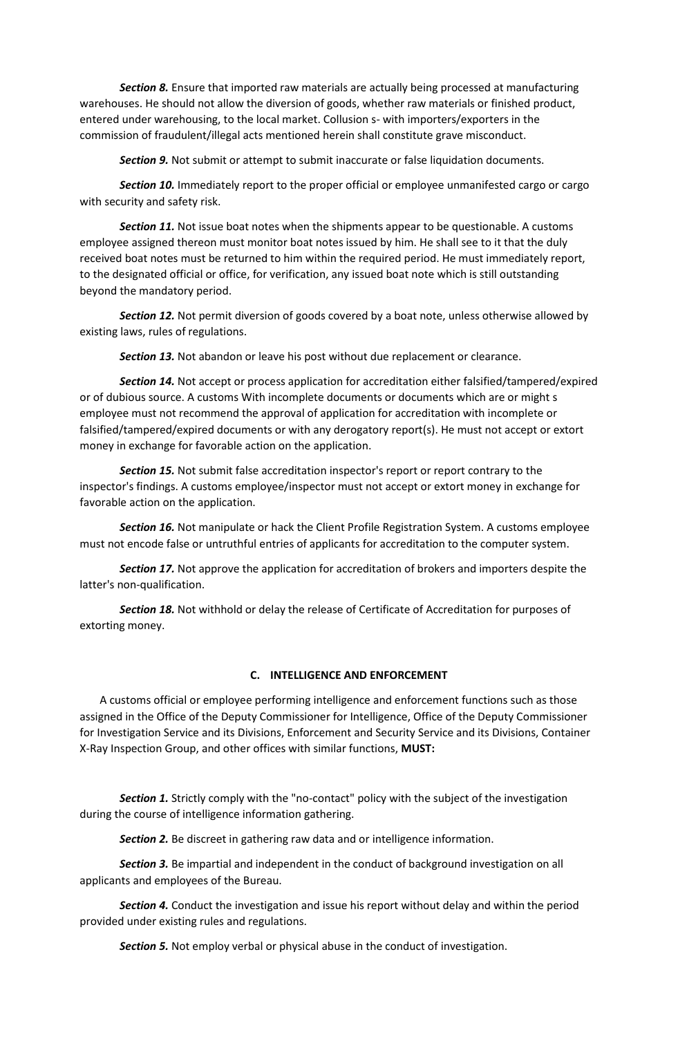***Section 8.*** Ensure that imported raw materials are actually being processed at manufacturing warehouses. He should not allow the diversion of goods, whether raw materials or finished product, entered under warehousing, to the local market. Collusion s- with importers/exporters in the commission of fraudulent/illegal acts mentioned herein shall constitute grave misconduct.

***Section 9.*** Not submit or attempt to submit inaccurate or false liquidation documents.

***Section 10.*** Immediately report to the proper official or employee unmanifested cargo or cargo with security and safety risk.

***Section 11.*** Not issue boat notes when the shipments appear to be questionable. A customs employee assigned thereon must monitor boat notes issued by him. He shall see to it that the duly received boat notes must be returned to him within the required period. He must immediately report, to the designated official or office, for verification, any issued boat note which is still outstanding beyond the mandatory period.

***Section 12.*** Not permit diversion of goods covered by a boat note, unless otherwise allowed by existing laws, rules of regulations.

***Section 13.*** Not abandon or leave his post without due replacement or clearance.

***Section 14.*** Not accept or process application for accreditation either falsified/tampered/expired or of dubious source. A customs With incomplete documents or documents which are or might s employee must not recommend the approval of application for accreditation with incomplete or falsified/tampered/expired documents or with any derogatory report(s). He must not accept or extort money in exchange for favorable action on the application.

***Section 15.*** Not submit false accreditation inspector's report or report contrary to the inspector's findings. A customs employee/inspector must not accept or extort money in exchange for favorable action on the application.

***Section 16.*** Not manipulate or hack the Client Profile Registration System. A customs employee must not encode false or untruthful entries of applicants for accreditation to the computer system.

***Section 17.*** Not approve the application for accreditation of brokers and importers despite the latter's non-qualification.

***Section 18.*** Not withhold or delay the release of Certificate of Accreditation for purposes of extorting money.

### C. INTELLIGENCE AND ENFORCEMENT

A customs official or employee performing intelligence and enforcement functions such as those assigned in the Office of the Deputy Commissioner for Intelligence, Office of the Deputy Commissioner for Investigation Service and its Divisions, Enforcement and Security Service and its Divisions, Container X-Ray Inspection Group, and other offices with similar functions, **MUST:**

***Section 1.*** Strictly comply with the "no-contact" policy with the subject of the investigation during the course of intelligence information gathering.

***Section 2.*** Be discreet in gathering raw data and or intelligence information.

***Section 3.*** Be impartial and independent in the conduct of background investigation on all applicants and employees of the Bureau.

***Section 4.*** Conduct the investigation and issue his report without delay and within the period provided under existing rules and regulations.

***Section 5.*** Not employ verbal or physical abuse in the conduct of investigation.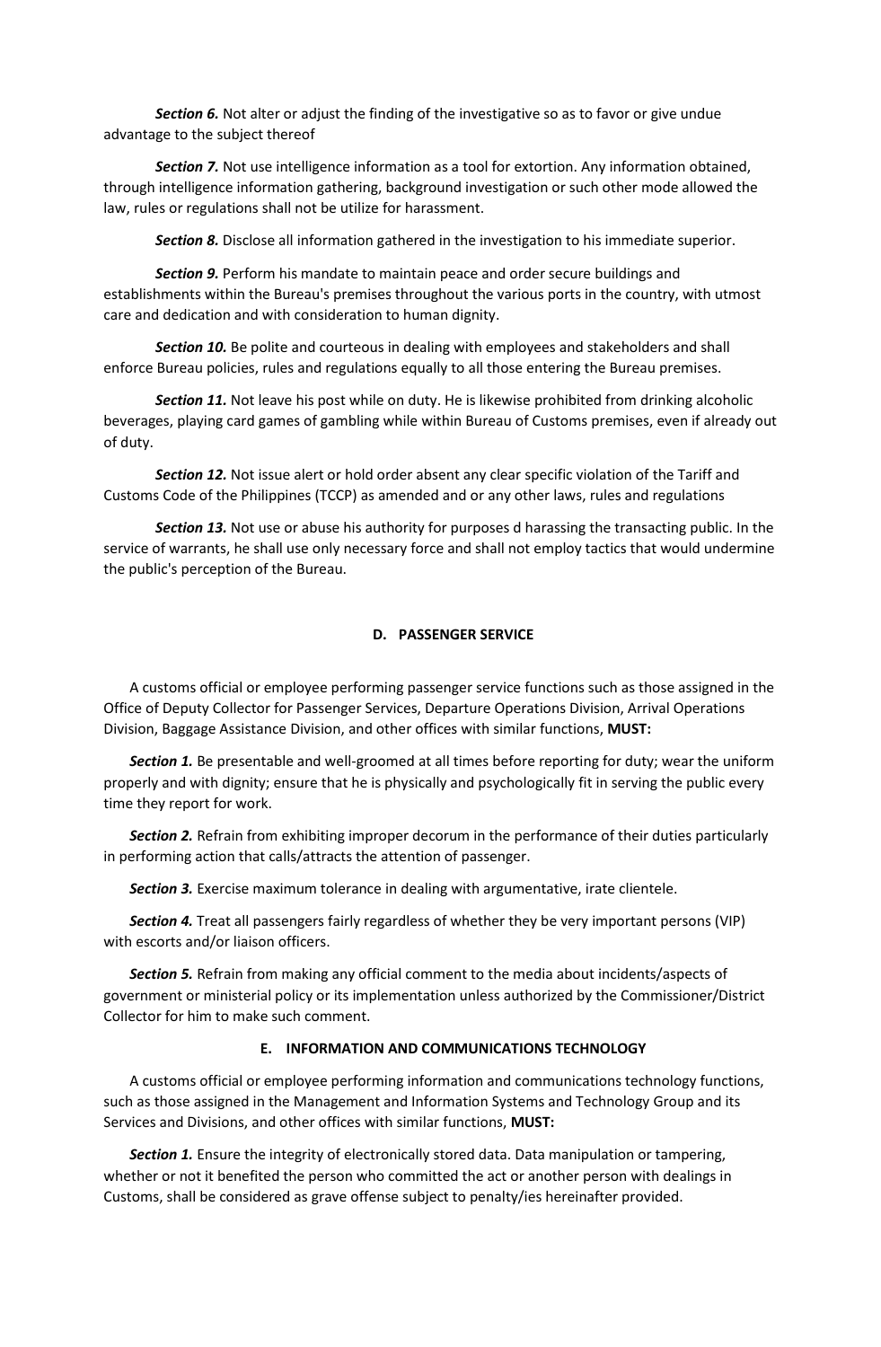***Section 6.*** Not alter or adjust the finding of the investigative so as to favor or give undue advantage to the subject thereof

***Section 7.*** Not use intelligence information as a tool for extortion. Any information obtained, through intelligence information gathering, background investigation or such other mode allowed the law, rules or regulations shall not be utilize for harassment.

***Section 8.*** Disclose all information gathered in the investigation to his immediate superior.

***Section 9.*** Perform his mandate to maintain peace and order secure buildings and establishments within the Bureau's premises throughout the various ports in the country, with utmost care and dedication and with consideration to human dignity.

***Section 10.*** Be polite and courteous in dealing with employees and stakeholders and shall enforce Bureau policies, rules and regulations equally to all those entering the Bureau premises.

***Section 11.*** Not leave his post while on duty. He is likewise prohibited from drinking alcoholic beverages, playing card games of gambling while within Bureau of Customs premises, even if already out of duty.

***Section 12.*** Not issue alert or hold order absent any clear specific violation of the Tariff and Customs Code of the Philippines (TCCP) as amended and or any other laws, rules and regulations

***Section 13.*** Not use or abuse his authority for purposes d harassing the transacting public. In the service of warrants, he shall use only necessary force and shall not employ tactics that would undermine the public's perception of the Bureau.

### D. PASSENGER SERVICE

A customs official or employee performing passenger service functions such as those assigned in the Office of Deputy Collector for Passenger Services, Departure Operations Division, Arrival Operations Division, Baggage Assistance Division, and other offices with similar functions, **MUST:**

***Section 1.*** Be presentable and well-groomed at all times before reporting for duty; wear the uniform properly and with dignity; ensure that he is physically and psychologically fit in serving the public every time they report for work.

***Section 2.*** Refrain from exhibiting improper decorum in the performance of their duties particularly in performing action that calls/attracts the attention of passenger.

***Section 3.*** Exercise maximum tolerance in dealing with argumentative, irate clientele.

***Section 4.*** Treat all passengers fairly regardless of whether they be very important persons (VIP) with escorts and/or liaison officers.

***Section 5.*** Refrain from making any official comment to the media about incidents/aspects of government or ministerial policy or its implementation unless authorized by the Commissioner/District Collector for him to make such comment.

### E. INFORMATION AND COMMUNICATIONS TECHNOLOGY

A customs official or employee performing information and communications technology functions, such as those assigned in the Management and Information Systems and Technology Group and its Services and Divisions, and other offices with similar functions, **MUST:**

***Section 1.*** Ensure the integrity of electronically stored data. Data manipulation or tampering, whether or not it benefited the person who committed the act or another person with dealings in Customs, shall be considered as grave offense subject to penalty/ies hereinafter provided.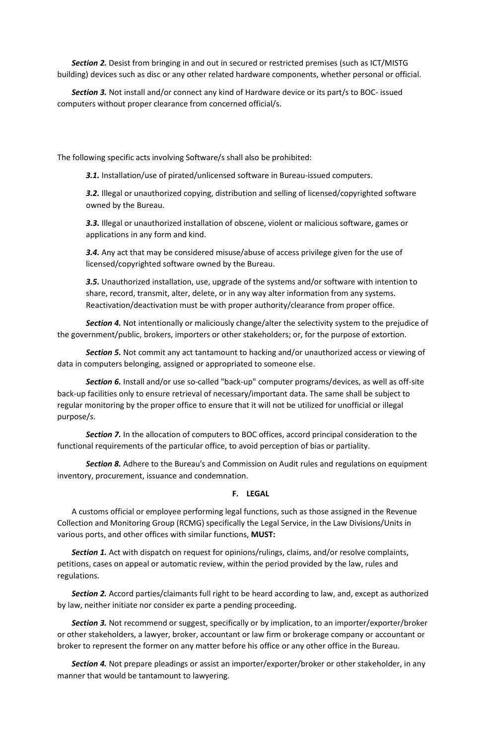***Section 2.*** Desist from bringing in and out in secured or restricted premises (such as ICT/MISTG building) devices such as disc or any other related hardware components, whether personal or official.

***Section 3.*** Not install and/or connect any kind of Hardware device or its part/s to BOC- issued computers without proper clearance from concerned official/s.

The following specific acts involving Software/s shall also be prohibited:

> ***3.1.*** Installation/use of pirated/unlicensed software in Bureau-issued computers.
>
> ***3.2.*** Illegal or unauthorized copying, distribution and selling of licensed/copyrighted software owned by the Bureau.
>
> ***3.3.*** Illegal or unauthorized installation of obscene, violent or malicious software, games or applications in any form and kind.
>
> ***3.4.*** Any act that may be considered misuse/abuse of access privilege given for the use of licensed/copyrighted software owned by the Bureau.
>
> ***3.5.*** Unauthorized installation, use, upgrade of the systems and/or software with intention to share, record, transmit, alter, delete, or in any way alter information from any systems. Reactivation/deactivation must be with proper authority/clearance from proper office.

***Section 4.*** Not intentionally or maliciously change/alter the selectivity system to the prejudice of the government/public, brokers, importers or other stakeholders; or, for the purpose of extortion.

***Section 5.*** Not commit any act tantamount to hacking and/or unauthorized access or viewing of data in computers belonging, assigned or appropriated to someone else.

***Section 6.*** Install and/or use so-called "back-up" computer programs/devices, as well as off-site back-up facilities only to ensure retrieval of necessary/important data. The same shall be subject to regular monitoring by the proper office to ensure that it will not be utilized for unofficial or illegal purpose/s.

***Section 7.*** In the allocation of computers to BOC offices, accord principal consideration to the functional requirements of the particular office, to avoid perception of bias or partiality.

***Section 8.*** Adhere to the Bureau's and Commission on Audit rules and regulations on equipment inventory, procurement, issuance and condemnation.

## F. LEGAL

A customs official or employee performing legal functions, such as those assigned in the Revenue Collection and Monitoring Group (RCMG) specifically the Legal Service, in the Law Divisions/Units in various ports, and other offices with similar functions, **MUST:**

***Section 1.*** Act with dispatch on request for opinions/rulings, claims, and/or resolve complaints, petitions, cases on appeal or automatic review, within the period provided by the law, rules and regulations.

***Section 2.*** Accord parties/claimants full right to be heard according to law, and, except as authorized by law, neither initiate nor consider ex parte a pending proceeding.

***Section 3.*** Not recommend or suggest, specifically or by implication, to an importer/exporter/broker or other stakeholders, a lawyer, broker, accountant or law firm or brokerage company or accountant or broker to represent the former on any matter before his office or any other office in the Bureau.

***Section 4.*** Not prepare pleadings or assist an importer/exporter/broker or other stakeholder, in any manner that would be tantamount to lawyering.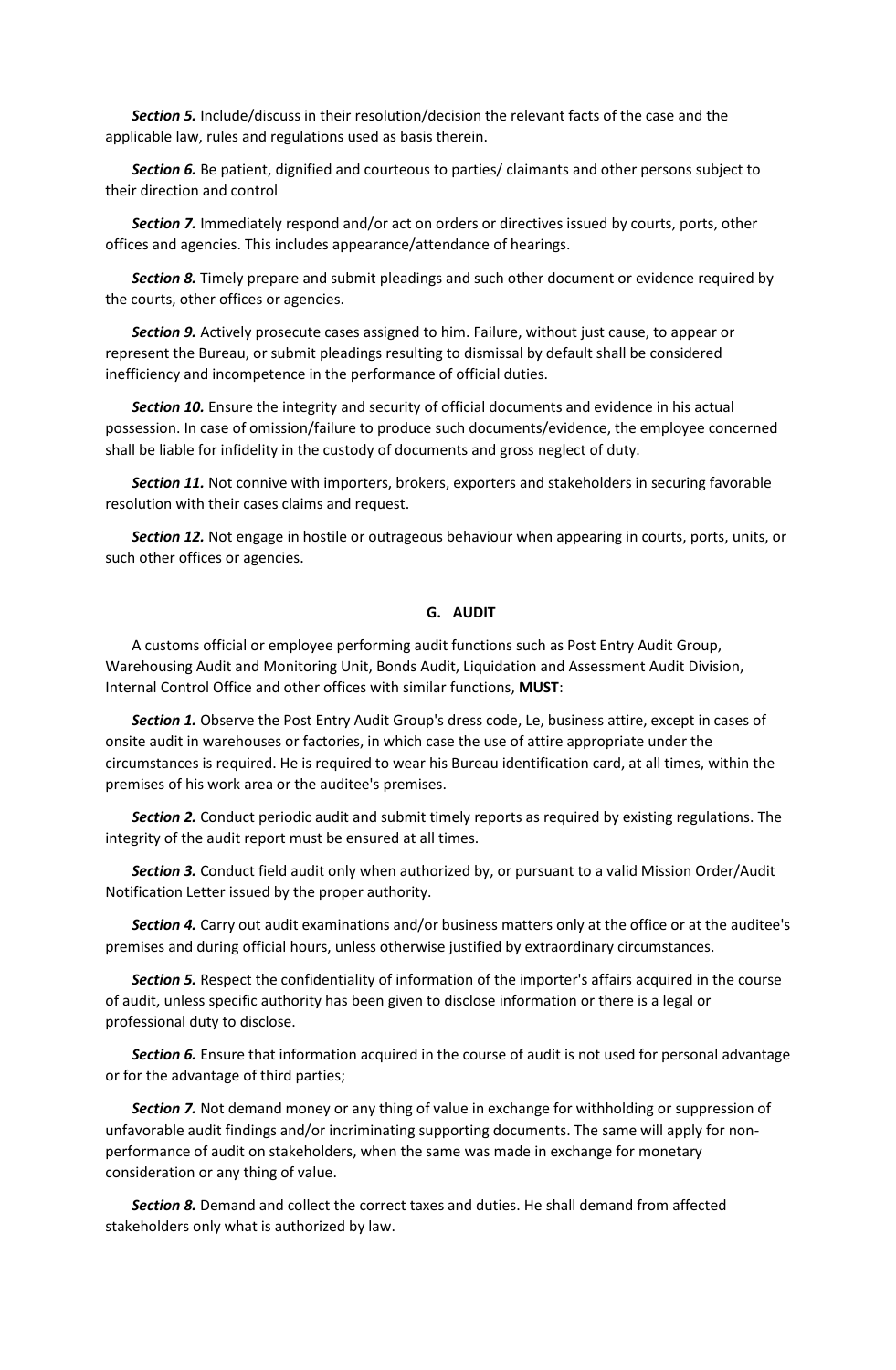***Section 5.*** Include/discuss in their resolution/decision the relevant facts of the case and the applicable law, rules and regulations used as basis therein.

***Section 6.*** Be patient, dignified and courteous to parties/ claimants and other persons subject to their direction and control

***Section 7.*** Immediately respond and/or act on orders or directives issued by courts, ports, other offices and agencies. This includes appearance/attendance of hearings.

***Section 8.*** Timely prepare and submit pleadings and such other document or evidence required by the courts, other offices or agencies.

***Section 9.*** Actively prosecute cases assigned to him. Failure, without just cause, to appear or represent the Bureau, or submit pleadings resulting to dismissal by default shall be considered inefficiency and incompetence in the performance of official duties.

***Section 10.*** Ensure the integrity and security of official documents and evidence in his actual possession. In case of omission/failure to produce such documents/evidence, the employee concerned shall be liable for infidelity in the custody of documents and gross neglect of duty.

***Section 11.*** Not connive with importers, brokers, exporters and stakeholders in securing favorable resolution with their cases claims and request.

***Section 12.*** Not engage in hostile or outrageous behaviour when appearing in courts, ports, units, or such other offices or agencies.

## G. AUDIT

A customs official or employee performing audit functions such as Post Entry Audit Group, Warehousing Audit and Monitoring Unit, Bonds Audit, Liquidation and Assessment Audit Division, Internal Control Office and other offices with similar functions, **MUST**:

***Section 1.*** Observe the Post Entry Audit Group's dress code, Le, business attire, except in cases of onsite audit in warehouses or factories, in which case the use of attire appropriate under the circumstances is required. He is required to wear his Bureau identification card, at all times, within the premises of his work area or the auditee's premises.

***Section 2.*** Conduct periodic audit and submit timely reports as required by existing regulations. The integrity of the audit report must be ensured at all times.

***Section 3.*** Conduct field audit only when authorized by, or pursuant to a valid Mission Order/Audit Notification Letter issued by the proper authority.

***Section 4.*** Carry out audit examinations and/or business matters only at the office or at the auditee's premises and during official hours, unless otherwise justified by extraordinary circumstances.

***Section 5.*** Respect the confidentiality of information of the importer's affairs acquired in the course of audit, unless specific authority has been given to disclose information or there is a legal or professional duty to disclose.

***Section 6.*** Ensure that information acquired in the course of audit is not used for personal advantage or for the advantage of third parties;

***Section 7.*** Not demand money or any thing of value in exchange for withholding or suppression of unfavorable audit findings and/or incriminating supporting documents. The same will apply for non-performance of audit on stakeholders, when the same was made in exchange for monetary consideration or any thing of value.

***Section 8.*** Demand and collect the correct taxes and duties. He shall demand from affected stakeholders only what is authorized by law.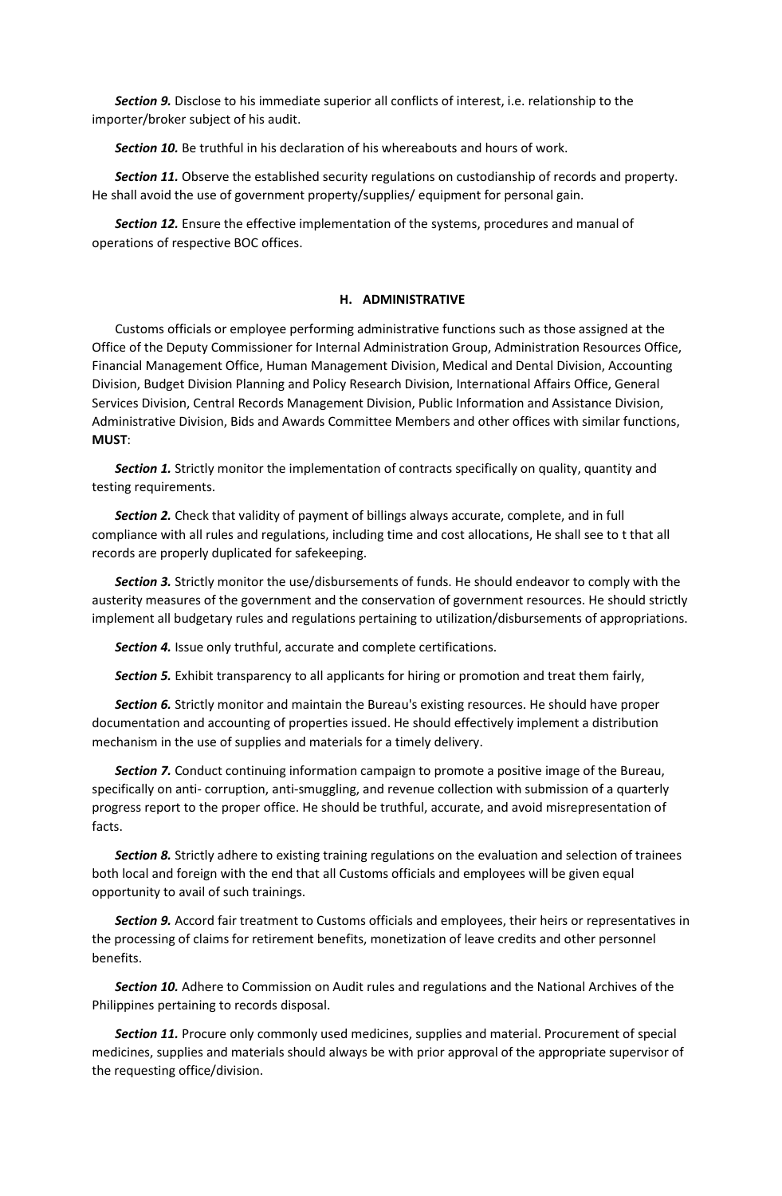***Section 9.*** Disclose to his immediate superior all conflicts of interest, i.e. relationship to the importer/broker subject of his audit.

***Section 10.*** Be truthful in his declaration of his whereabouts and hours of work.

***Section 11.*** Observe the established security regulations on custodianship of records and property. He shall avoid the use of government property/supplies/ equipment for personal gain.

***Section 12.*** Ensure the effective implementation of the systems, procedures and manual of operations of respective BOC offices.

## H. ADMINISTRATIVE

Customs officials or employee performing administrative functions such as those assigned at the Office of the Deputy Commissioner for Internal Administration Group, Administration Resources Office, Financial Management Office, Human Management Division, Medical and Dental Division, Accounting Division, Budget Division Planning and Policy Research Division, International Affairs Office, General Services Division, Central Records Management Division, Public Information and Assistance Division, Administrative Division, Bids and Awards Committee Members and other offices with similar functions, **MUST**:

***Section 1.*** Strictly monitor the implementation of contracts specifically on quality, quantity and testing requirements.

***Section 2.*** Check that validity of payment of billings always accurate, complete, and in full compliance with all rules and regulations, including time and cost allocations, He shall see to t that all records are properly duplicated for safekeeping.

***Section 3.*** Strictly monitor the use/disbursements of funds. He should endeavor to comply with the austerity measures of the government and the conservation of government resources. He should strictly implement all budgetary rules and regulations pertaining to utilization/disbursements of appropriations.

***Section 4.*** Issue only truthful, accurate and complete certifications.

***Section 5.*** Exhibit transparency to all applicants for hiring or promotion and treat them fairly,

***Section 6.*** Strictly monitor and maintain the Bureau's existing resources. He should have proper documentation and accounting of properties issued. He should effectively implement a distribution mechanism in the use of supplies and materials for a timely delivery.

***Section 7.*** Conduct continuing information campaign to promote a positive image of the Bureau, specifically on anti- corruption, anti-smuggling, and revenue collection with submission of a quarterly progress report to the proper office. He should be truthful, accurate, and avoid misrepresentation of facts.

***Section 8.*** Strictly adhere to existing training regulations on the evaluation and selection of trainees both local and foreign with the end that all Customs officials and employees will be given equal opportunity to avail of such trainings.

***Section 9.*** Accord fair treatment to Customs officials and employees, their heirs or representatives in the processing of claims for retirement benefits, monetization of leave credits and other personnel benefits.

***Section 10.*** Adhere to Commission on Audit rules and regulations and the National Archives of the Philippines pertaining to records disposal.

***Section 11.*** Procure only commonly used medicines, supplies and material. Procurement of special medicines, supplies and materials should always be with prior approval of the appropriate supervisor of the requesting office/division.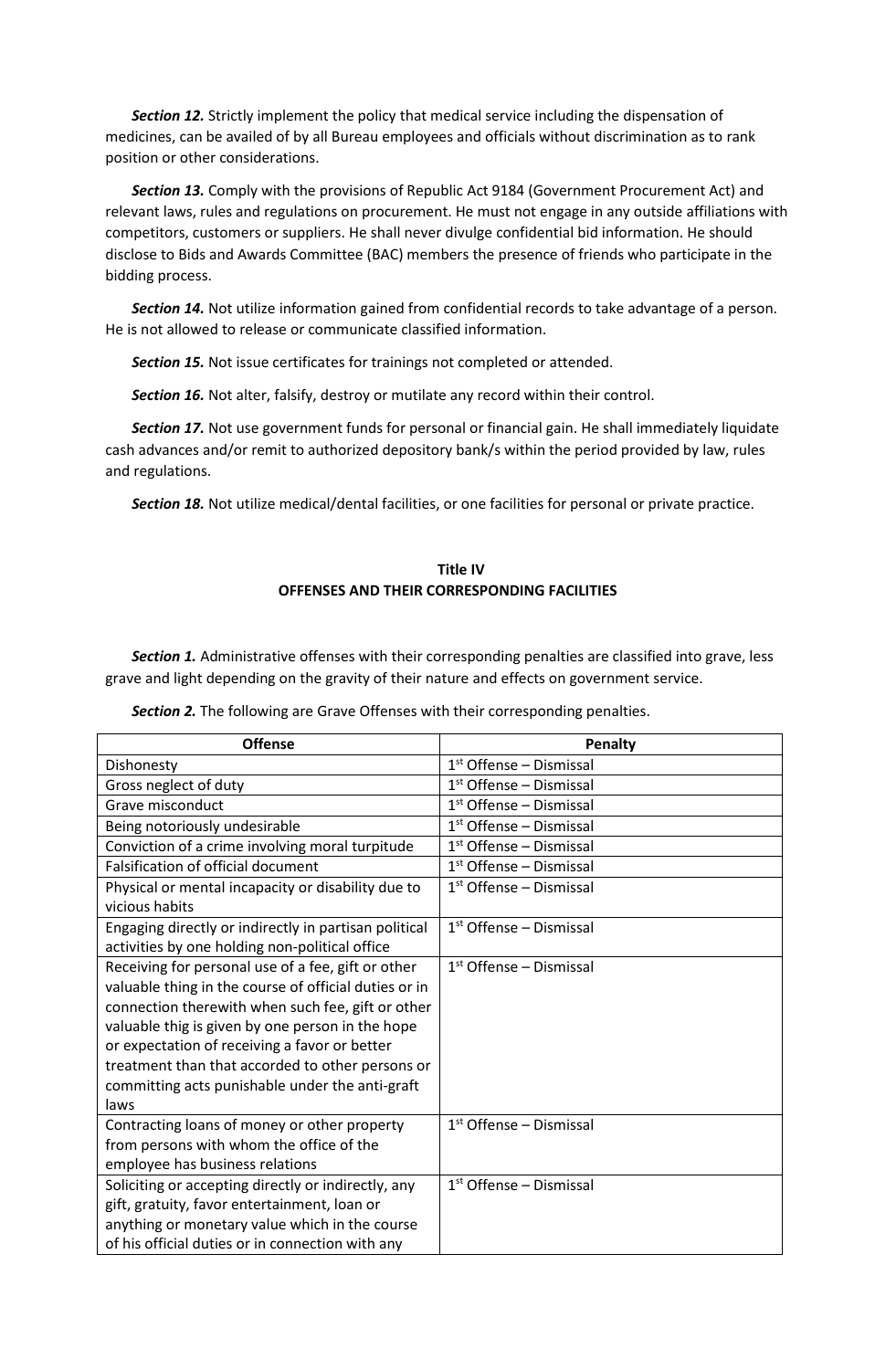***Section 12.*** Strictly implement the policy that medical service including the dispensation of medicines, can be availed of by all Bureau employees and officials without discrimination as to rank position or other considerations.

***Section 13.*** Comply with the provisions of Republic Act 9184 (Government Procurement Act) and relevant laws, rules and regulations on procurement. He must not engage in any outside affiliations with competitors, customers or suppliers. He shall never divulge confidential bid information. He should disclose to Bids and Awards Committee (BAC) members the presence of friends who participate in the bidding process.

***Section 14.*** Not utilize information gained from confidential records to take advantage of a person. He is not allowed to release or communicate classified information.

***Section 15.*** Not issue certificates for trainings not completed or attended.

***Section 16.*** Not alter, falsify, destroy or mutilate any record within their control.

***Section 17.*** Not use government funds for personal or financial gain. He shall immediately liquidate cash advances and/or remit to authorized depository bank/s within the period provided by law, rules and regulations.

***Section 18.*** Not utilize medical/dental facilities, or one facilities for personal or private practice.

## Title IV
## OFFENSES AND THEIR CORRESPONDING FACILITIES

***Section 1.*** Administrative offenses with their corresponding penalties are classified into grave, less grave and light depending on the gravity of their nature and effects on government service.

***Section 2.*** The following are Grave Offenses with their corresponding penalties.

| Offense | Penalty |
|---|---|
| Dishonesty | 1st Offense – Dismissal |
| Gross neglect of duty | 1st Offense – Dismissal |
| Grave misconduct | 1st Offense – Dismissal |
| Being notoriously undesirable | 1st Offense – Dismissal |
| Conviction of a crime involving moral turpitude | 1st Offense – Dismissal |
| Falsification of official document | 1st Offense – Dismissal |
| Physical or mental incapacity or disability due to vicious habits | 1st Offense – Dismissal |
| Engaging directly or indirectly in partisan political activities by one holding non-political office | 1st Offense – Dismissal |
| Receiving for personal use of a fee, gift or other valuable thing in the course of official duties or in connection therewith when such fee, gift or other valuable thig is given by one person in the hope or expectation of receiving a favor or better treatment than that accorded to other persons or committing acts punishable under the anti-graft laws | 1st Offense – Dismissal |
| Contracting loans of money or other property from persons with whom the office of the employee has business relations | 1st Offense – Dismissal |
| Soliciting or accepting directly or indirectly, any gift, gratuity, favor entertainment, loan or anything or monetary value which in the course of his official duties or in connection with any | 1st Offense – Dismissal |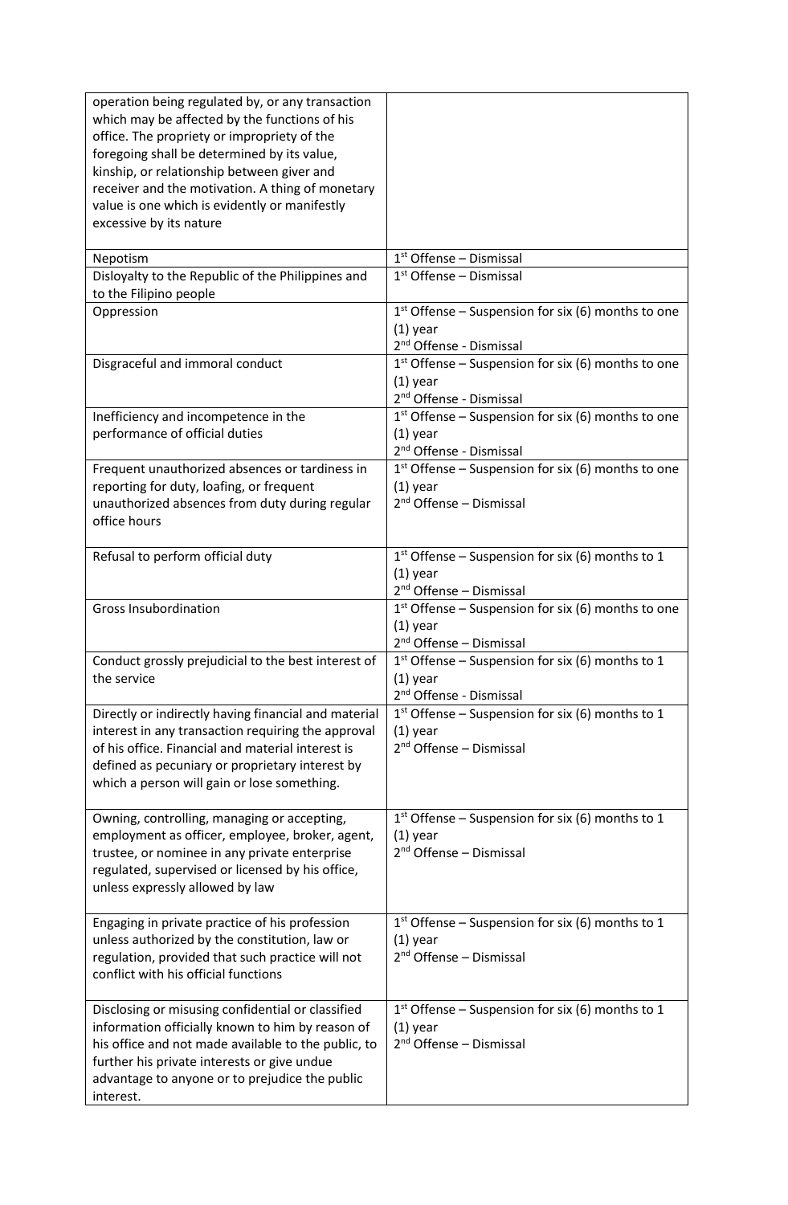| | |
|---|---|
| operation being regulated by, or any transaction which may be affected by the functions of his office. The propriety or impropriety of the foregoing shall be determined by its value, kinship, or relationship between giver and receiver and the motivation. A thing of monetary value is one which is evidently or manifestly excessive by its nature | |
| Nepotism | 1st Offense – Dismissal |
| Disloyalty to the Republic of the Philippines and to the Filipino people | 1st Offense – Dismissal |
| Oppression | 1st Offense – Suspension for six (6) months to one (1) year<br>2nd Offense - Dismissal |
| Disgraceful and immoral conduct | 1st Offense – Suspension for six (6) months to one (1) year<br>2nd Offense - Dismissal |
| Inefficiency and incompetence in the performance of official duties | 1st Offense – Suspension for six (6) months to one (1) year<br>2nd Offense - Dismissal |
| Frequent unauthorized absences or tardiness in reporting for duty, loafing, or frequent unauthorized absences from duty during regular office hours | 1st Offense – Suspension for six (6) months to one (1) year<br>2nd Offense – Dismissal |
| Refusal to perform official duty | 1st Offense – Suspension for six (6) months to 1 (1) year<br>2nd Offense – Dismissal |
| Gross Insubordination | 1st Offense – Suspension for six (6) months to one (1) year<br>2nd Offense – Dismissal |
| Conduct grossly prejudicial to the best interest of the service | 1st Offense – Suspension for six (6) months to 1 (1) year<br>2nd Offense - Dismissal |
| Directly or indirectly having financial and material interest in any transaction requiring the approval of his office. Financial and material interest is defined as pecuniary or proprietary interest by which a person will gain or lose something. | 1st Offense – Suspension for six (6) months to 1 (1) year<br>2nd Offense – Dismissal |
| Owning, controlling, managing or accepting, employment as officer, employee, broker, agent, trustee, or nominee in any private enterprise regulated, supervised or licensed by his office, unless expressly allowed by law | 1st Offense – Suspension for six (6) months to 1 (1) year<br>2nd Offense – Dismissal |
| Engaging in private practice of his profession unless authorized by the constitution, law or regulation, provided that such practice will not conflict with his official functions | 1st Offense – Suspension for six (6) months to 1 (1) year<br>2nd Offense – Dismissal |
| Disclosing or misusing confidential or classified information officially known to him by reason of his office and not made available to the public, to further his private interests or give undue advantage to anyone or to prejudice the public interest. | 1st Offense – Suspension for six (6) months to 1 (1) year<br>2nd Offense – Dismissal |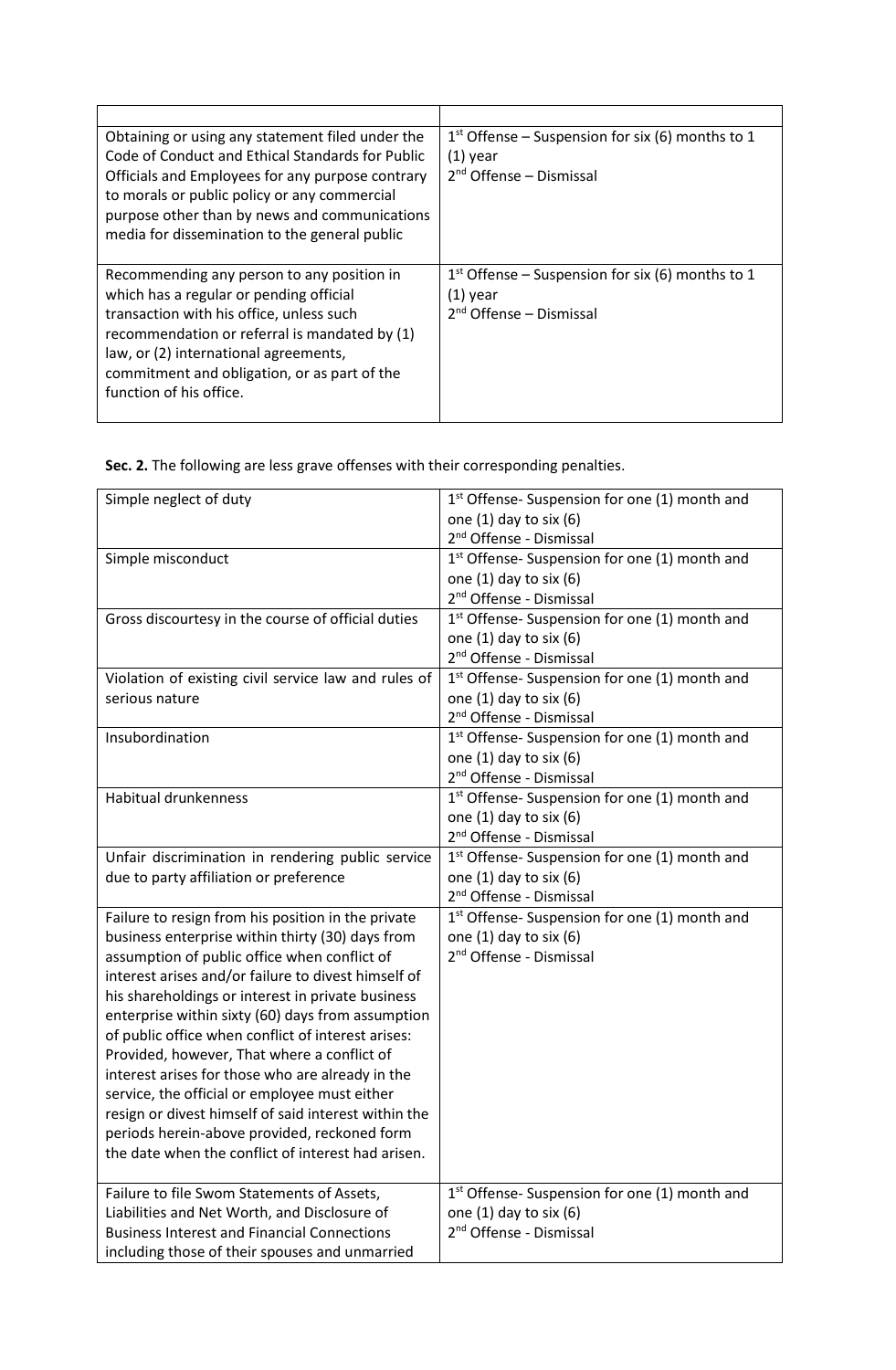| | |
|---|---|
| Obtaining or using any statement filed under the Code of Conduct and Ethical Standards for Public Officials and Employees for any purpose contrary to morals or public policy or any commercial purpose other than by news and communications media for dissemination to the general public | 1st Offense – Suspension for six (6) months to 1 (1) year<br>2nd Offense – Dismissal |
| Recommending any person to any position in which has a regular or pending official transaction with his office, unless such recommendation or referral is mandated by (1) law, or (2) international agreements, commitment and obligation, or as part of the function of his office. | 1st Offense – Suspension for six (6) months to 1 (1) year<br>2nd Offense – Dismissal |

**Sec. 2.** The following are less grave offenses with their corresponding penalties.

| | |
|---|---|
| Simple neglect of duty | 1st Offense- Suspension for one (1) month and one (1) day to six (6)<br>2nd Offense - Dismissal |
| Simple misconduct | 1st Offense- Suspension for one (1) month and one (1) day to six (6)<br>2nd Offense - Dismissal |
| Gross discourtesy in the course of official duties | 1st Offense- Suspension for one (1) month and one (1) day to six (6)<br>2nd Offense - Dismissal |
| Violation of existing civil service law and rules of serious nature | 1st Offense- Suspension for one (1) month and one (1) day to six (6)<br>2nd Offense - Dismissal |
| Insubordination | 1st Offense- Suspension for one (1) month and one (1) day to six (6)<br>2nd Offense - Dismissal |
| Habitual drunkenness | 1st Offense- Suspension for one (1) month and one (1) day to six (6)<br>2nd Offense - Dismissal |
| Unfair discrimination in rendering public service due to party affiliation or preference | 1st Offense- Suspension for one (1) month and one (1) day to six (6)<br>2nd Offense - Dismissal |
| Failure to resign from his position in the private business enterprise within thirty (30) days from assumption of public office when conflict of interest arises and/or failure to divest himself of his shareholdings or interest in private business enterprise within sixty (60) days from assumption of public office when conflict of interest arises: Provided, however, That where a conflict of interest arises for those who are already in the service, the official or employee must either resign or divest himself of said interest within the periods herein-above provided, reckoned form the date when the conflict of interest had arisen. | 1st Offense- Suspension for one (1) month and one (1) day to six (6)<br>2nd Offense - Dismissal |
| Failure to file Swom Statements of Assets, Liabilities and Net Worth, and Disclosure of Business Interest and Financial Connections including those of their spouses and unmarried | 1st Offense- Suspension for one (1) month and one (1) day to six (6)<br>2nd Offense - Dismissal |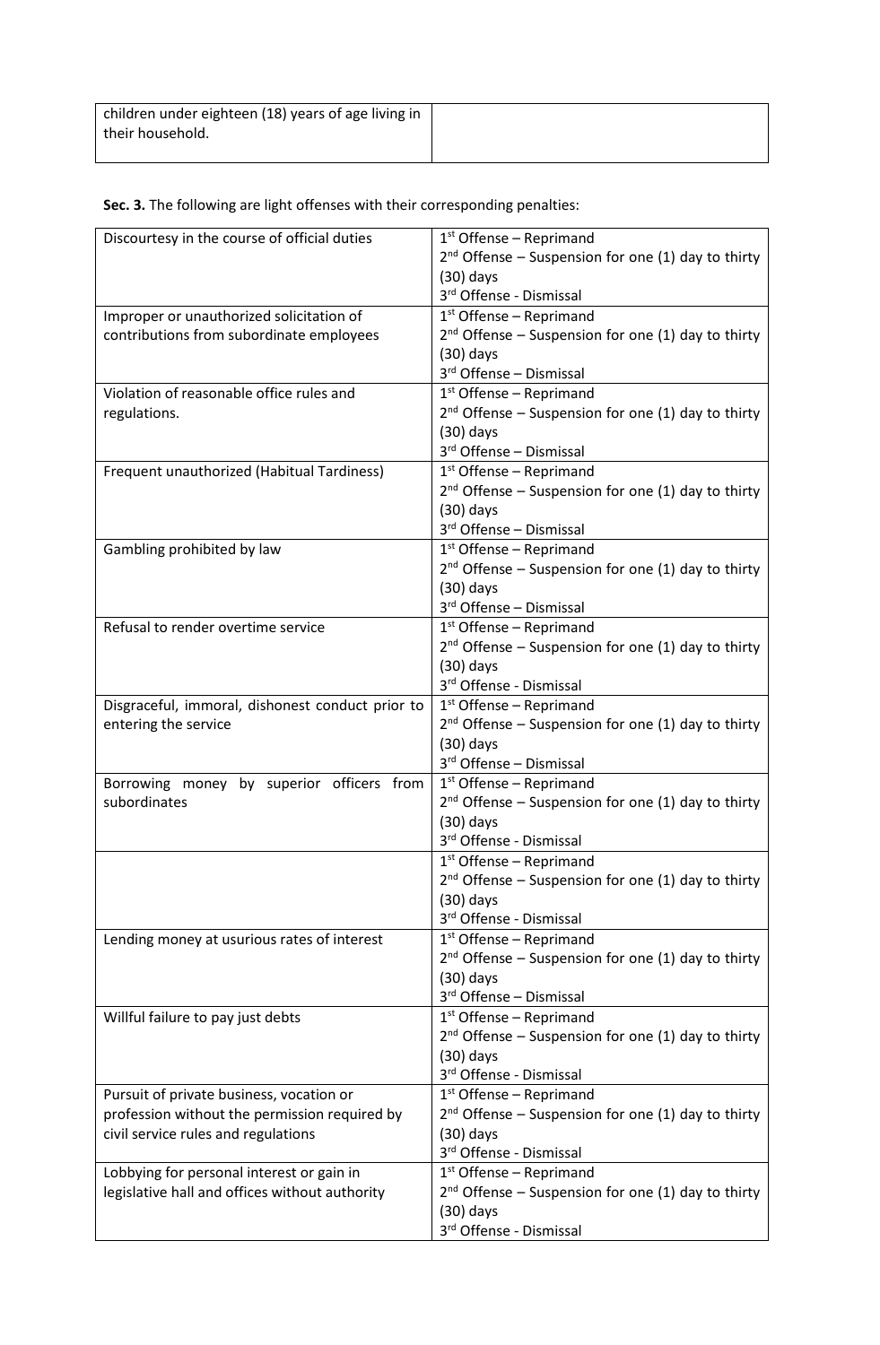| children under eighteen (18) years of age living in their household. | |
|---|---|

**Sec. 3.** The following are light offenses with their corresponding penalties:

| | |
|---|---|
| Discourtesy in the course of official duties | 1st Offense – Reprimand<br>2nd Offense – Suspension for one (1) day to thirty (30) days<br>3rd Offense - Dismissal |
| Improper or unauthorized solicitation of contributions from subordinate employees | 1st Offense – Reprimand<br>2nd Offense – Suspension for one (1) day to thirty (30) days<br>3rd Offense – Dismissal |
| Violation of reasonable office rules and regulations. | 1st Offense – Reprimand<br>2nd Offense – Suspension for one (1) day to thirty (30) days<br>3rd Offense – Dismissal |
| Frequent unauthorized (Habitual Tardiness) | 1st Offense – Reprimand<br>2nd Offense – Suspension for one (1) day to thirty (30) days<br>3rd Offense – Dismissal |
| Gambling prohibited by law | 1st Offense – Reprimand<br>2nd Offense – Suspension for one (1) day to thirty (30) days<br>3rd Offense – Dismissal |
| Refusal to render overtime service | 1st Offense – Reprimand<br>2nd Offense – Suspension for one (1) day to thirty (30) days<br>3rd Offense - Dismissal |
| Disgraceful, immoral, dishonest conduct prior to entering the service | 1st Offense – Reprimand<br>2nd Offense – Suspension for one (1) day to thirty (30) days<br>3rd Offense – Dismissal |
| Borrowing money by superior officers from subordinates | 1st Offense – Reprimand<br>2nd Offense – Suspension for one (1) day to thirty (30) days<br>3rd Offense - Dismissal |
| | 1st Offense – Reprimand<br>2nd Offense – Suspension for one (1) day to thirty (30) days<br>3rd Offense - Dismissal |
| Lending money at usurious rates of interest | 1st Offense – Reprimand<br>2nd Offense – Suspension for one (1) day to thirty (30) days<br>3rd Offense – Dismissal |
| Willful failure to pay just debts | 1st Offense – Reprimand<br>2nd Offense – Suspension for one (1) day to thirty (30) days<br>3rd Offense - Dismissal |
| Pursuit of private business, vocation or profession without the permission required by civil service rules and regulations | 1st Offense – Reprimand<br>2nd Offense – Suspension for one (1) day to thirty (30) days<br>3rd Offense - Dismissal |
| Lobbying for personal interest or gain in legislative hall and offices without authority | 1st Offense – Reprimand<br>2nd Offense – Suspension for one (1) day to thirty (30) days<br>3rd Offense - Dismissal |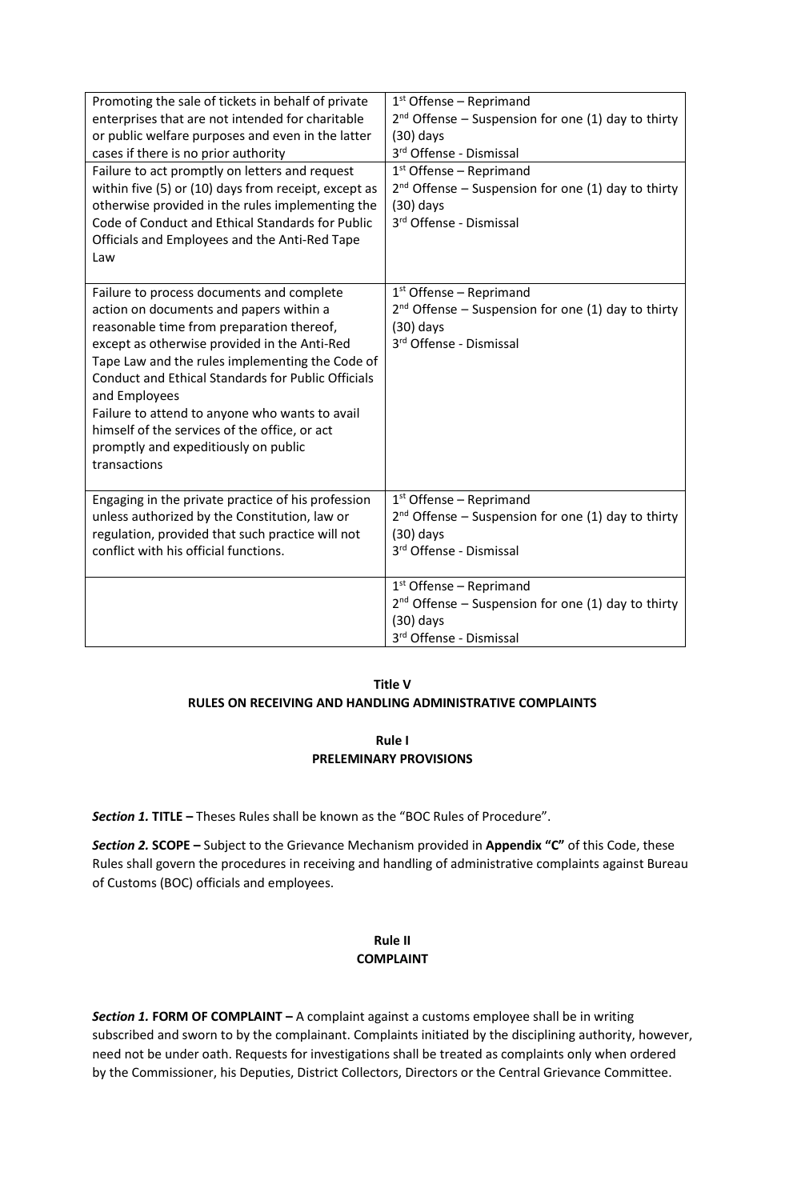| | |
|---|---|
| Promoting the sale of tickets in behalf of private enterprises that are not intended for charitable or public welfare purposes and even in the latter cases if there is no prior authority | 1st Offense – Reprimand<br>2nd Offense – Suspension for one (1) day to thirty (30) days<br>3rd Offense - Dismissal |
| Failure to act promptly on letters and request within five (5) or (10) days from receipt, except as otherwise provided in the rules implementing the Code of Conduct and Ethical Standards for Public Officials and Employees and the Anti-Red Tape Law | 1st Offense – Reprimand<br>2nd Offense – Suspension for one (1) day to thirty (30) days<br>3rd Offense - Dismissal |
| Failure to process documents and complete action on documents and papers within a reasonable time from preparation thereof, except as otherwise provided in the Anti-Red Tape Law and the rules implementing the Code of Conduct and Ethical Standards for Public Officials and Employees<br>Failure to attend to anyone who wants to avail himself of the services of the office, or act promptly and expeditiously on public transactions | 1st Offense – Reprimand<br>2nd Offense – Suspension for one (1) day to thirty (30) days<br>3rd Offense - Dismissal |
| Engaging in the private practice of his profession unless authorized by the Constitution, law or regulation, provided that such practice will not conflict with his official functions. | 1st Offense – Reprimand<br>2nd Offense – Suspension for one (1) day to thirty (30) days<br>3rd Offense - Dismissal |
| | 1st Offense – Reprimand<br>2nd Offense – Suspension for one (1) day to thirty (30) days<br>3rd Offense - Dismissal |

## Title V
## RULES ON RECEIVING AND HANDLING ADMINISTRATIVE COMPLAINTS

### Rule I
### PRELEMINARY PROVISIONS

***Section 1.*** **TITLE –** Theses Rules shall be known as the "BOC Rules of Procedure".

***Section 2.*** **SCOPE –** Subject to the Grievance Mechanism provided in **Appendix "C"** of this Code, these Rules shall govern the procedures in receiving and handling of administrative complaints against Bureau of Customs (BOC) officials and employees.

### Rule II
### COMPLAINT

***Section 1.*** **FORM OF COMPLAINT –** A complaint against a customs employee shall be in writing subscribed and sworn to by the complainant. Complaints initiated by the disciplining authority, however, need not be under oath. Requests for investigations shall be treated as complaints only when ordered by the Commissioner, his Deputies, District Collectors, Directors or the Central Grievance Committee.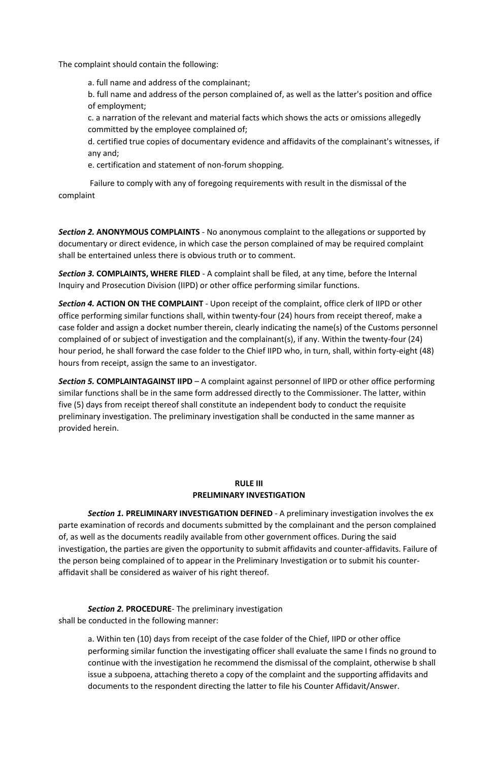The complaint should contain the following:

a. full name and address of the complainant;

b. full name and address of the person complained of, as well as the latter's position and office of employment;

c. a narration of the relevant and material facts which shows the acts or omissions allegedly committed by the employee complained of;

d. certified true copies of documentary evidence and affidavits of the complainant's witnesses, if any and;

e. certification and statement of non-forum shopping.

Failure to comply with any of foregoing requirements with result in the dismissal of the complaint

***Section 2.*** **ANONYMOUS COMPLAINTS** - No anonymous complaint to the allegations or supported by documentary or direct evidence, in which case the person complained of may be required complaint shall be entertained unless there is obvious truth or to comment.

***Section 3.*** **COMPLAINTS, WHERE FILED** - A complaint shall be filed, at any time, before the Internal Inquiry and Prosecution Division (IIPD) or other office performing similar functions.

***Section 4.*** **ACTION ON THE COMPLAINT** - Upon receipt of the complaint, office clerk of IIPD or other office performing similar functions shall, within twenty-four (24) hours from receipt thereof, make a case folder and assign a docket number therein, clearly indicating the name(s) of the Customs personnel complained of or subject of investigation and the complainant(s), if any. Within the twenty-four (24) hour period, he shall forward the case folder to the Chief IIPD who, in turn, shall, within forty-eight (48) hours from receipt, assign the same to an investigator.

***Section 5.*** **COMPLAINTAGAINST IIPD** – A complaint against personnel of IIPD or other office performing similar functions shall be in the same form addressed directly to the Commissioner. The latter, within five (5) days from receipt thereof shall constitute an independent body to conduct the requisite preliminary investigation. The preliminary investigation shall be conducted in the same manner as provided herein.

## RULE III
## PRELIMINARY INVESTIGATION

***Section 1.*** **PRELIMINARY INVESTIGATION DEFINED** - A preliminary investigation involves the ex parte examination of records and documents submitted by the complainant and the person complained of, as well as the documents readily available from other government offices. During the said investigation, the parties are given the opportunity to submit affidavits and counter-affidavits. Failure of the person being complained of to appear in the Preliminary Investigation or to submit his counter-affidavit shall be considered as waiver of his right thereof.

***Section 2.*** **PROCEDURE**- The preliminary investigation shall be conducted in the following manner:

a. Within ten (10) days from receipt of the case folder of the Chief, IIPD or other office performing similar function the investigating officer shall evaluate the same I finds no ground to continue with the investigation he recommend the dismissal of the complaint, otherwise b shall issue a subpoena, attaching thereto a copy of the complaint and the supporting affidavits and documents to the respondent directing the latter to file his Counter Affidavit/Answer.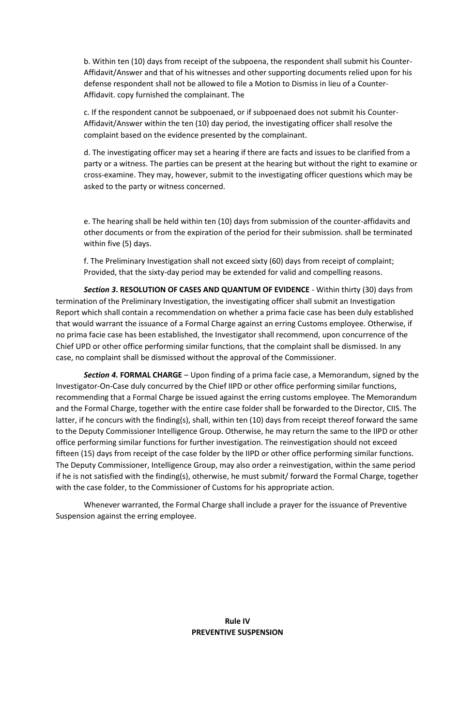b. Within ten (10) days from receipt of the subpoena, the respondent shall submit his Counter-Affidavit/Answer and that of his witnesses and other supporting documents relied upon for his defense respondent shall not be allowed to file a Motion to Dismiss in lieu of a Counter-Affidavit. copy furnished the complainant. The

c. If the respondent cannot be subpoenaed, or if subpoenaed does not submit his Counter-Affidavit/Answer within the ten (10) day period, the investigating officer shall resolve the complaint based on the evidence presented by the complainant.

d. The investigating officer may set a hearing if there are facts and issues to be clarified from a party or a witness. The parties can be present at the hearing but without the right to examine or cross-examine. They may, however, submit to the investigating officer questions which may be asked to the party or witness concerned.

e. The hearing shall be held within ten (10) days from submission of the counter-affidavits and other documents or from the expiration of the period for their submission. shall be terminated within five (5) days.

f. The Preliminary Investigation shall not exceed sixty (60) days from receipt of complaint; Provided, that the sixty-day period may be extended for valid and compelling reasons.

***Section 3*. RESOLUTION OF CASES AND QUANTUM OF EVIDENCE** - Within thirty (30) days from termination of the Preliminary Investigation, the investigating officer shall submit an Investigation Report which shall contain a recommendation on whether a prima facie case has been duly established that would warrant the issuance of a Formal Charge against an erring Customs employee. Otherwise, if no prima facie case has been established, the Investigator shall recommend, upon concurrence of the Chief UPD or other office performing similar functions, that the complaint shall be dismissed. In any case, no complaint shall be dismissed without the approval of the Commissioner.

***Section 4.* FORMAL CHARGE** – Upon finding of a prima facie case, a Memorandum, signed by the Investigator-On-Case duly concurred by the Chief IIPD or other office performing similar functions, recommending that a Formal Charge be issued against the erring customs employee. The Memorandum and the Formal Charge, together with the entire case folder shall be forwarded to the Director, CIIS. The latter, if he concurs with the finding(s), shall, within ten (10) days from receipt thereof forward the same to the Deputy Commissioner Intelligence Group. Otherwise, he may return the same to the IIPD or other office performing similar functions for further investigation. The reinvestigation should not exceed fifteen (15) days from receipt of the case folder by the IIPD or other office performing similar functions. The Deputy Commissioner, Intelligence Group, may also order a reinvestigation, within the same period if he is not satisfied with the finding(s), otherwise, he must submit/ forward the Formal Charge, together with the case folder, to the Commissioner of Customs for his appropriate action.

Whenever warranted, the Formal Charge shall include a prayer for the issuance of Preventive Suspension against the erring employee.

## Rule IV
## PREVENTIVE SUSPENSION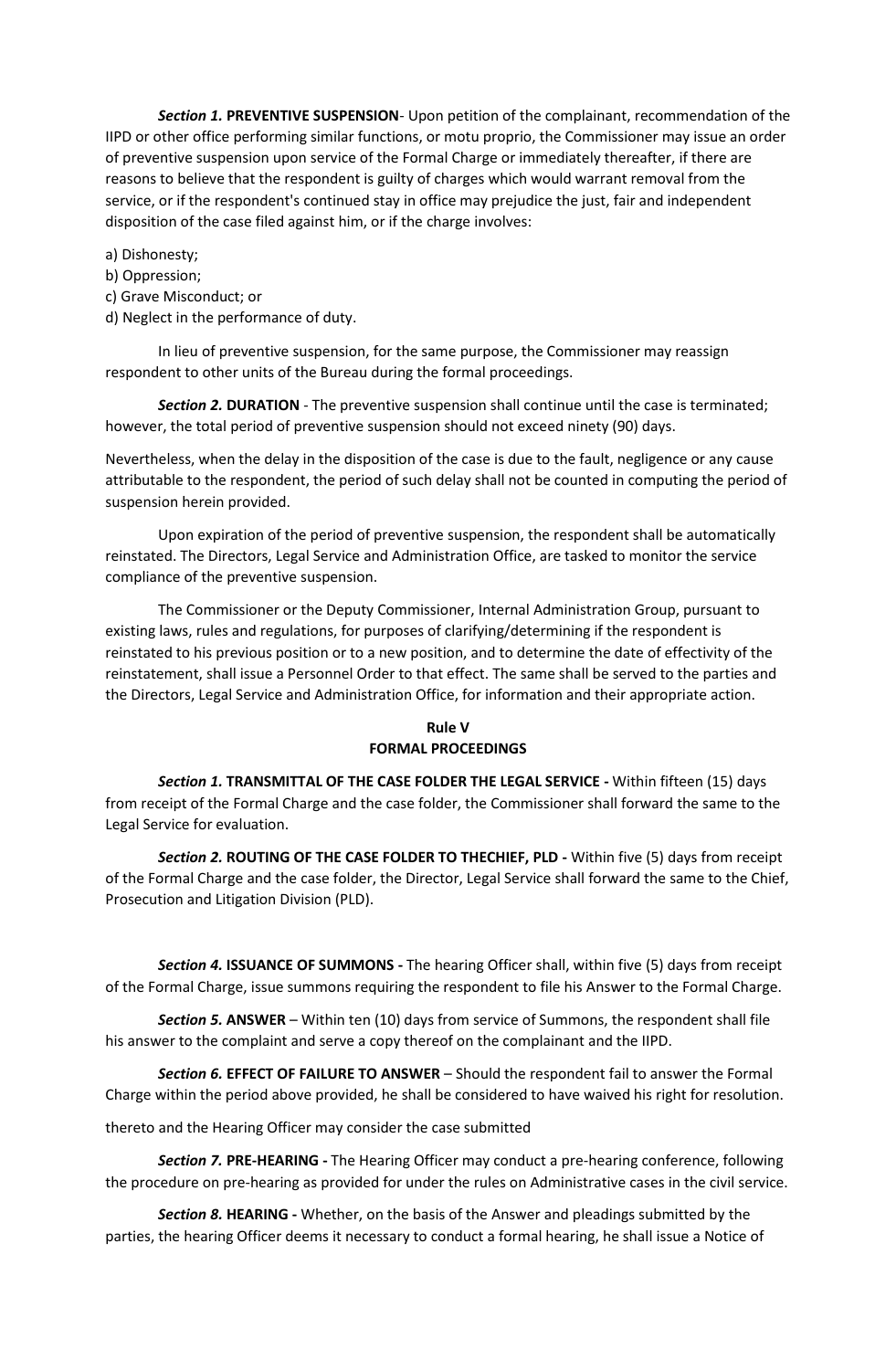***Section 1.*** **PREVENTIVE SUSPENSION**- Upon petition of the complainant, recommendation of the IIPD or other office performing similar functions, or motu proprio, the Commissioner may issue an order of preventive suspension upon service of the Formal Charge or immediately thereafter, if there are reasons to believe that the respondent is guilty of charges which would warrant removal from the service, or if the respondent's continued stay in office may prejudice the just, fair and independent disposition of the case filed against him, or if the charge involves:

a) Dishonesty;
b) Oppression;
c) Grave Misconduct; or
d) Neglect in the performance of duty.

In lieu of preventive suspension, for the same purpose, the Commissioner may reassign respondent to other units of the Bureau during the formal proceedings.

***Section 2.*** **DURATION** - The preventive suspension shall continue until the case is terminated; however, the total period of preventive suspension should not exceed ninety (90) days.

Nevertheless, when the delay in the disposition of the case is due to the fault, negligence or any cause attributable to the respondent, the period of such delay shall not be counted in computing the period of suspension herein provided.

Upon expiration of the period of preventive suspension, the respondent shall be automatically reinstated. The Directors, Legal Service and Administration Office, are tasked to monitor the service compliance of the preventive suspension.

The Commissioner or the Deputy Commissioner, Internal Administration Group, pursuant to existing laws, rules and regulations, for purposes of clarifying/determining if the respondent is reinstated to his previous position or to a new position, and to determine the date of effectivity of the reinstatement, shall issue a Personnel Order to that effect. The same shall be served to the parties and the Directors, Legal Service and Administration Office, for information and their appropriate action.

## Rule V
## FORMAL PROCEEDINGS

***Section 1.*** **TRANSMITTAL OF THE CASE FOLDER THE LEGAL SERVICE -** Within fifteen (15) days from receipt of the Formal Charge and the case folder, the Commissioner shall forward the same to the Legal Service for evaluation.

***Section 2.*** **ROUTING OF THE CASE FOLDER TO THECHIEF, PLD -** Within five (5) days from receipt of the Formal Charge and the case folder, the Director, Legal Service shall forward the same to the Chief, Prosecution and Litigation Division (PLD).

***Section 4.*** **ISSUANCE OF SUMMONS -** The hearing Officer shall, within five (5) days from receipt of the Formal Charge, issue summons requiring the respondent to file his Answer to the Formal Charge.

***Section 5.*** **ANSWER** – Within ten (10) days from service of Summons, the respondent shall file his answer to the complaint and serve a copy thereof on the complainant and the IIPD.

***Section 6.*** **EFFECT OF FAILURE TO ANSWER** – Should the respondent fail to answer the Formal Charge within the period above provided, he shall be considered to have waived his right for resolution.

thereto and the Hearing Officer may consider the case submitted

***Section 7.*** **PRE-HEARING -** The Hearing Officer may conduct a pre-hearing conference, following the procedure on pre-hearing as provided for under the rules on Administrative cases in the civil service.

***Section 8.*** **HEARING -** Whether, on the basis of the Answer and pleadings submitted by the parties, the hearing Officer deems it necessary to conduct a formal hearing, he shall issue a Notice of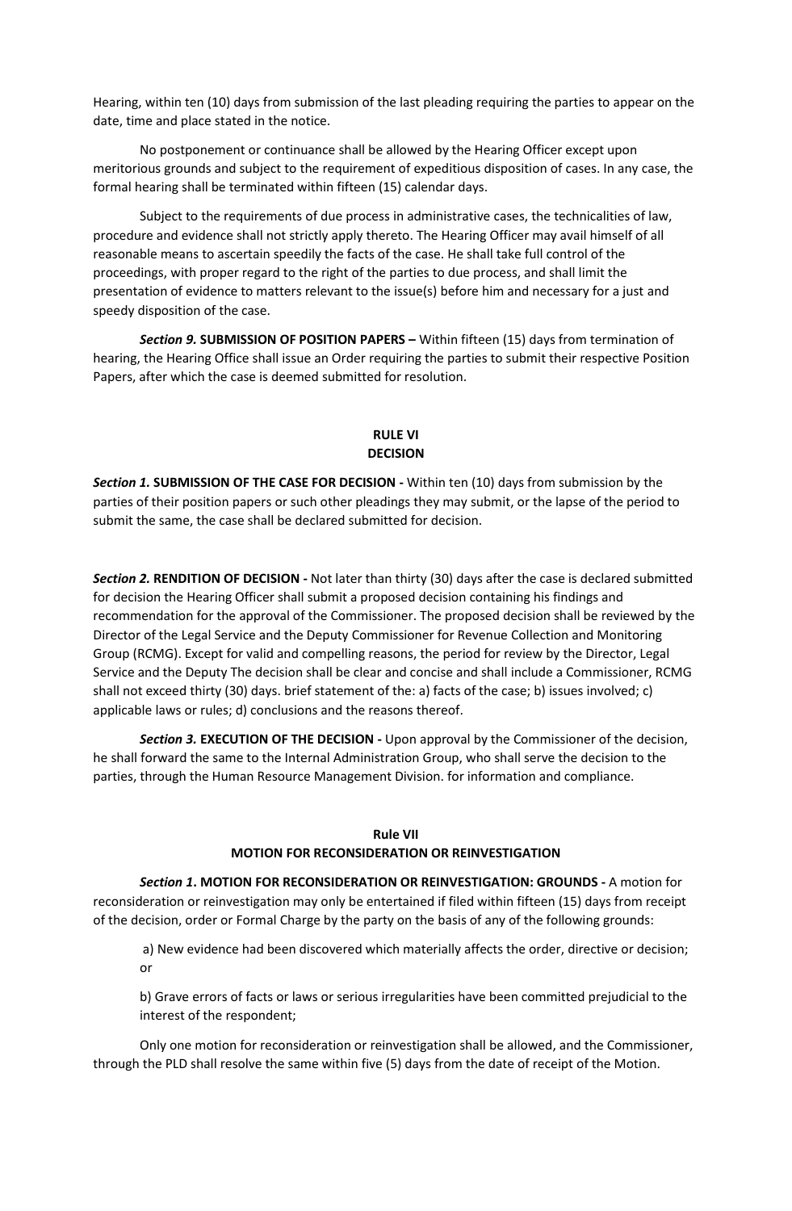Hearing, within ten (10) days from submission of the last pleading requiring the parties to appear on the date, time and place stated in the notice.

No postponement or continuance shall be allowed by the Hearing Officer except upon meritorious grounds and subject to the requirement of expeditious disposition of cases. In any case, the formal hearing shall be terminated within fifteen (15) calendar days.

Subject to the requirements of due process in administrative cases, the technicalities of law, procedure and evidence shall not strictly apply thereto. The Hearing Officer may avail himself of all reasonable means to ascertain speedily the facts of the case. He shall take full control of the proceedings, with proper regard to the right of the parties to due process, and shall limit the presentation of evidence to matters relevant to the issue(s) before him and necessary for a just and speedy disposition of the case.

***Section 9.*** **SUBMISSION OF POSITION PAPERS –** Within fifteen (15) days from termination of hearing, the Hearing Office shall issue an Order requiring the parties to submit their respective Position Papers, after which the case is deemed submitted for resolution.

## RULE VI
## DECISION

***Section 1.*** **SUBMISSION OF THE CASE FOR DECISION -** Within ten (10) days from submission by the parties of their position papers or such other pleadings they may submit, or the lapse of the period to submit the same, the case shall be declared submitted for decision.

***Section 2.*** **RENDITION OF DECISION -** Not later than thirty (30) days after the case is declared submitted for decision the Hearing Officer shall submit a proposed decision containing his findings and recommendation for the approval of the Commissioner. The proposed decision shall be reviewed by the Director of the Legal Service and the Deputy Commissioner for Revenue Collection and Monitoring Group (RCMG). Except for valid and compelling reasons, the period for review by the Director, Legal Service and the Deputy The decision shall be clear and concise and shall include a Commissioner, RCMG shall not exceed thirty (30) days. brief statement of the: a) facts of the case; b) issues involved; c) applicable laws or rules; d) conclusions and the reasons thereof.

***Section 3.*** **EXECUTION OF THE DECISION -** Upon approval by the Commissioner of the decision, he shall forward the same to the Internal Administration Group, who shall serve the decision to the parties, through the Human Resource Management Division. for information and compliance.

## Rule VII
## MOTION FOR RECONSIDERATION OR REINVESTIGATION

***Section 1*****. MOTION FOR RECONSIDERATION OR REINVESTIGATION: GROUNDS -** A motion for reconsideration or reinvestigation may only be entertained if filed within fifteen (15) days from receipt of the decision, order or Formal Charge by the party on the basis of any of the following grounds:

a) New evidence had been discovered which materially affects the order, directive or decision; or

b) Grave errors of facts or laws or serious irregularities have been committed prejudicial to the interest of the respondent;

Only one motion for reconsideration or reinvestigation shall be allowed, and the Commissioner, through the PLD shall resolve the same within five (5) days from the date of receipt of the Motion.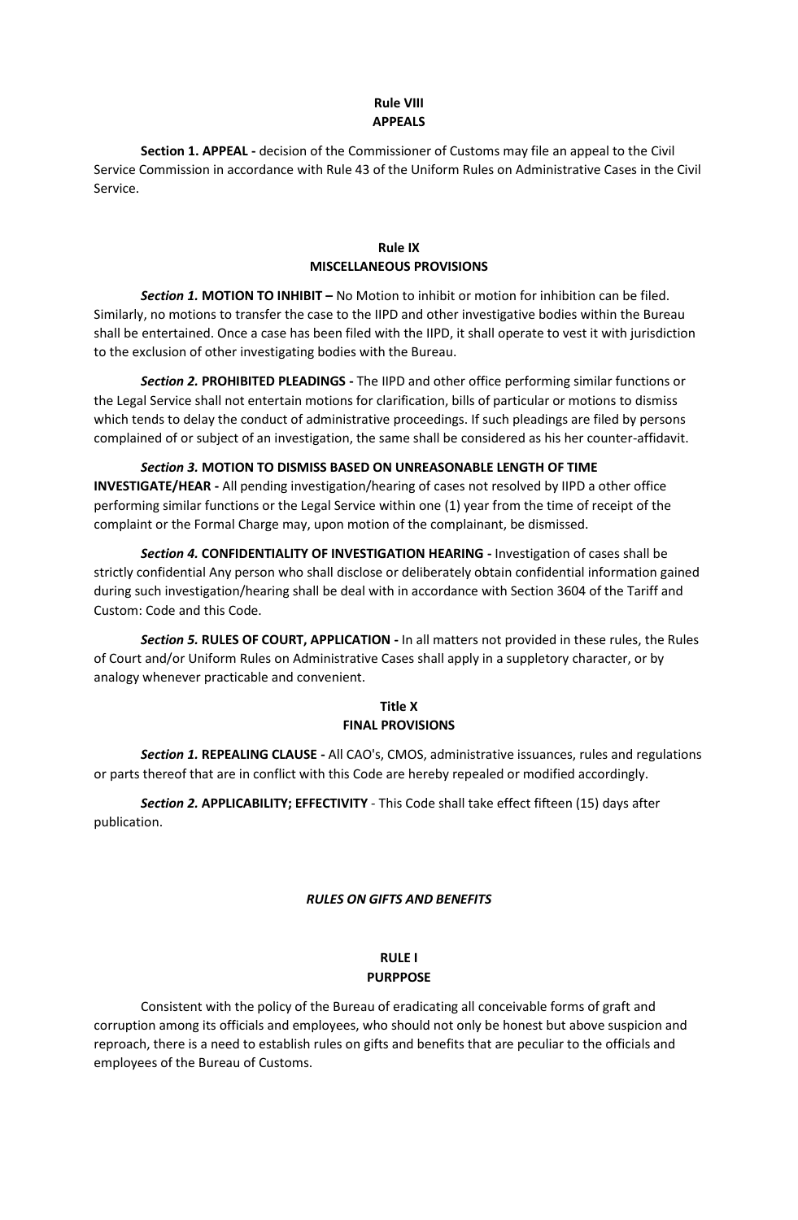## Rule VIII
## APPEALS

**Section 1. APPEAL -** decision of the Commissioner of Customs may file an appeal to the Civil Service Commission in accordance with Rule 43 of the Uniform Rules on Administrative Cases in the Civil Service.

## Rule IX
## MISCELLANEOUS PROVISIONS

***Section 1.* MOTION TO INHIBIT –** No Motion to inhibit or motion for inhibition can be filed. Similarly, no motions to transfer the case to the IIPD and other investigative bodies within the Bureau shall be entertained. Once a case has been filed with the IIPD, it shall operate to vest it with jurisdiction to the exclusion of other investigating bodies with the Bureau.

***Section 2.* PROHIBITED PLEADINGS -** The IIPD and other office performing similar functions or the Legal Service shall not entertain motions for clarification, bills of particular or motions to dismiss which tends to delay the conduct of administrative proceedings. If such pleadings are filed by persons complained of or subject of an investigation, the same shall be considered as his her counter-affidavit.

***Section 3.* MOTION TO DISMISS BASED ON UNREASONABLE LENGTH OF TIME INVESTIGATE/HEAR -** All pending investigation/hearing of cases not resolved by IIPD a other office performing similar functions or the Legal Service within one (1) year from the time of receipt of the complaint or the Formal Charge may, upon motion of the complainant, be dismissed.

***Section 4.* CONFIDENTIALITY OF INVESTIGATION HEARING -** Investigation of cases shall be strictly confidential Any person who shall disclose or deliberately obtain confidential information gained during such investigation/hearing shall be deal with in accordance with Section 3604 of the Tariff and Custom: Code and this Code.

***Section 5.* RULES OF COURT, APPLICATION -** In all matters not provided in these rules, the Rules of Court and/or Uniform Rules on Administrative Cases shall apply in a suppletory character, or by analogy whenever practicable and convenient.

## Title X
## FINAL PROVISIONS

***Section 1.* REPEALING CLAUSE -** All CAO's, CMOS, administrative issuances, rules and regulations or parts thereof that are in conflict with this Code are hereby repealed or modified accordingly.

***Section 2.* APPLICABILITY; EFFECTIVITY** - This Code shall take effect fifteen (15) days after publication.

# *RULES ON GIFTS AND BENEFITS*

## RULE I
## PURPPOSE

Consistent with the policy of the Bureau of eradicating all conceivable forms of graft and corruption among its officials and employees, who should not only be honest but above suspicion and reproach, there is a need to establish rules on gifts and benefits that are peculiar to the officials and employees of the Bureau of Customs.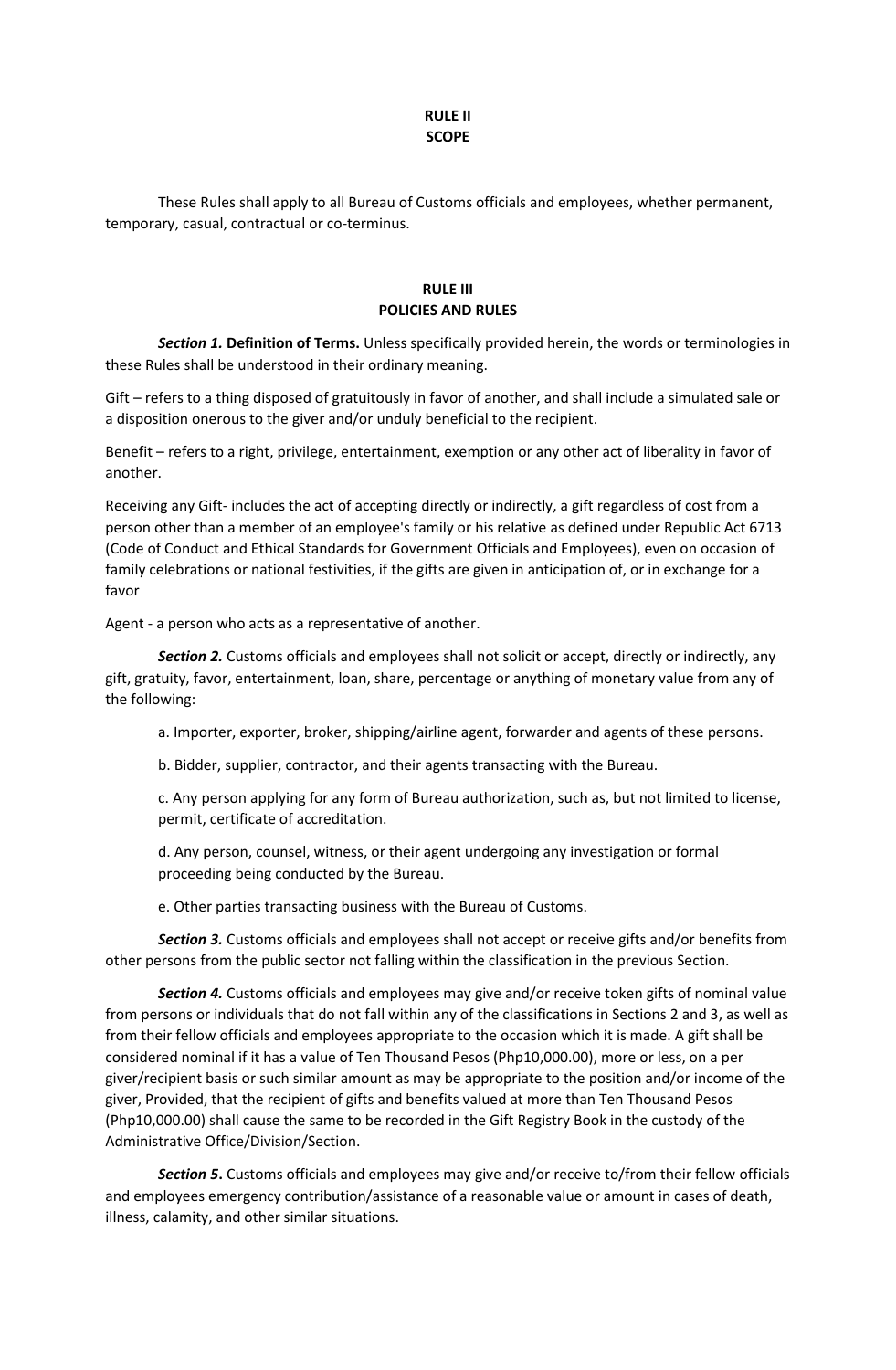## RULE II
## SCOPE

These Rules shall apply to all Bureau of Customs officials and employees, whether permanent, temporary, casual, contractual or co-terminus.

## RULE III
## POLICIES AND RULES

***Section 1.*** **Definition of Terms.** Unless specifically provided herein, the words or terminologies in these Rules shall be understood in their ordinary meaning.

Gift – refers to a thing disposed of gratuitously in favor of another, and shall include a simulated sale or a disposition onerous to the giver and/or unduly beneficial to the recipient.

Benefit – refers to a right, privilege, entertainment, exemption or any other act of liberality in favor of another.

Receiving any Gift- includes the act of accepting directly or indirectly, a gift regardless of cost from a person other than a member of an employee's family or his relative as defined under Republic Act 6713 (Code of Conduct and Ethical Standards for Government Officials and Employees), even on occasion of family celebrations or national festivities, if the gifts are given in anticipation of, or in exchange for a favor

Agent - a person who acts as a representative of another.

***Section 2.*** Customs officials and employees shall not solicit or accept, directly or indirectly, any gift, gratuity, favor, entertainment, loan, share, percentage or anything of monetary value from any of the following:

a. Importer, exporter, broker, shipping/airline agent, forwarder and agents of these persons.

b. Bidder, supplier, contractor, and their agents transacting with the Bureau.

c. Any person applying for any form of Bureau authorization, such as, but not limited to license, permit, certificate of accreditation.

d. Any person, counsel, witness, or their agent undergoing any investigation or formal proceeding being conducted by the Bureau.

e. Other parties transacting business with the Bureau of Customs.

***Section 3.*** Customs officials and employees shall not accept or receive gifts and/or benefits from other persons from the public sector not falling within the classification in the previous Section.

***Section 4.*** Customs officials and employees may give and/or receive token gifts of nominal value from persons or individuals that do not fall within any of the classifications in Sections 2 and 3, as well as from their fellow officials and employees appropriate to the occasion which it is made. A gift shall be considered nominal if it has a value of Ten Thousand Pesos (Php10,000.00), more or less, on a per giver/recipient basis or such similar amount as may be appropriate to the position and/or income of the giver, Provided, that the recipient of gifts and benefits valued at more than Ten Thousand Pesos (Php10,000.00) shall cause the same to be recorded in the Gift Registry Book in the custody of the Administrative Office/Division/Section.

***Section 5***. Customs officials and employees may give and/or receive to/from their fellow officials and employees emergency contribution/assistance of a reasonable value or amount in cases of death, illness, calamity, and other similar situations.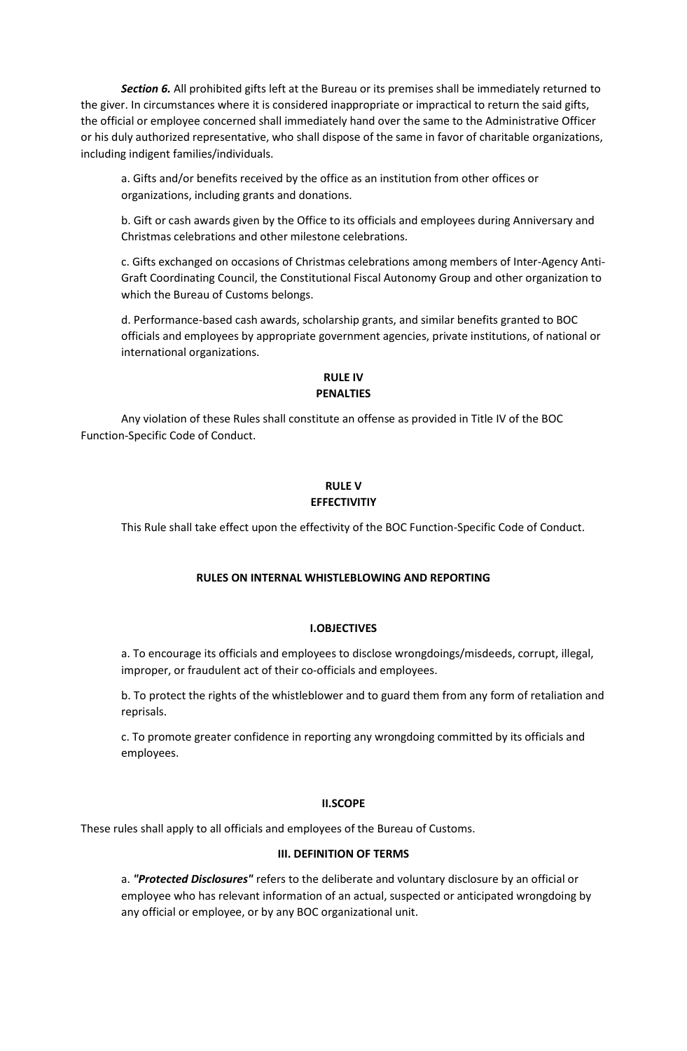***Section 6.*** All prohibited gifts left at the Bureau or its premises shall be immediately returned to the giver. In circumstances where it is considered inappropriate or impractical to return the said gifts, the official or employee concerned shall immediately hand over the same to the Administrative Officer or his duly authorized representative, who shall dispose of the same in favor of charitable organizations, including indigent families/individuals.

a. Gifts and/or benefits received by the office as an institution from other offices or organizations, including grants and donations.

b. Gift or cash awards given by the Office to its officials and employees during Anniversary and Christmas celebrations and other milestone celebrations.

c. Gifts exchanged on occasions of Christmas celebrations among members of Inter-Agency Anti-Graft Coordinating Council, the Constitutional Fiscal Autonomy Group and other organization to which the Bureau of Customs belongs.

d. Performance-based cash awards, scholarship grants, and similar benefits granted to BOC officials and employees by appropriate government agencies, private institutions, of national or international organizations.

## RULE IV
## PENALTIES

Any violation of these Rules shall constitute an offense as provided in Title IV of the BOC Function-Specific Code of Conduct.

## RULE V
## EFFECTIVITIY

This Rule shall take effect upon the effectivity of the BOC Function-Specific Code of Conduct.

# RULES ON INTERNAL WHISTLEBLOWING AND REPORTING

## I.OBJECTIVES

a. To encourage its officials and employees to disclose wrongdoings/misdeeds, corrupt, illegal, improper, or fraudulent act of their co-officials and employees.

b. To protect the rights of the whistleblower and to guard them from any form of retaliation and reprisals.

c. To promote greater confidence in reporting any wrongdoing committed by its officials and employees.

## II.SCOPE

These rules shall apply to all officials and employees of the Bureau of Customs.

## III. DEFINITION OF TERMS

a. ***"Protected Disclosures"*** refers to the deliberate and voluntary disclosure by an official or employee who has relevant information of an actual, suspected or anticipated wrongdoing by any official or employee, or by any BOC organizational unit.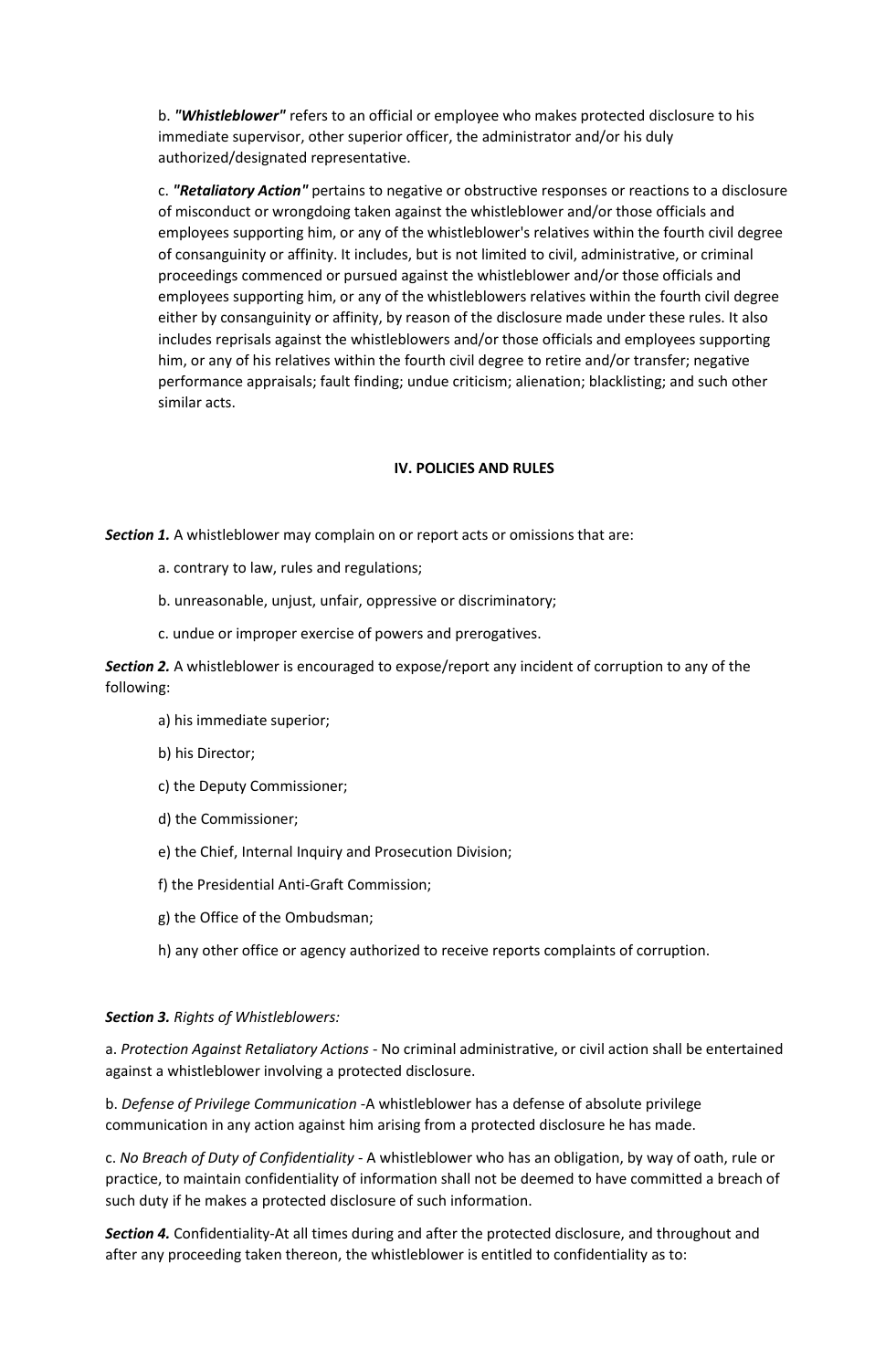b. ***"Whistleblower"*** refers to an official or employee who makes protected disclosure to his immediate supervisor, other superior officer, the administrator and/or his duly authorized/designated representative.

c. ***"Retaliatory Action"*** pertains to negative or obstructive responses or reactions to a disclosure of misconduct or wrongdoing taken against the whistleblower and/or those officials and employees supporting him, or any of the whistleblower's relatives within the fourth civil degree of consanguinity or affinity. It includes, but is not limited to civil, administrative, or criminal proceedings commenced or pursued against the whistleblower and/or those officials and employees supporting him, or any of the whistleblowers relatives within the fourth civil degree either by consanguinity or affinity, by reason of the disclosure made under these rules. It also includes reprisals against the whistleblowers and/or those officials and employees supporting him, or any of his relatives within the fourth civil degree to retire and/or transfer; negative performance appraisals; fault finding; undue criticism; alienation; blacklisting; and such other similar acts.

**IV. POLICIES AND RULES**

***Section 1.*** A whistleblower may complain on or report acts or omissions that are:

a. contrary to law, rules and regulations;

b. unreasonable, unjust, unfair, oppressive or discriminatory;

c. undue or improper exercise of powers and prerogatives.

***Section 2.*** A whistleblower is encouraged to expose/report any incident of corruption to any of the following:

a) his immediate superior;

b) his Director;

c) the Deputy Commissioner;

d) the Commissioner;

e) the Chief, Internal Inquiry and Prosecution Division;

f) the Presidential Anti-Graft Commission;

g) the Office of the Ombudsman;

h) any other office or agency authorized to receive reports complaints of corruption.

***Section 3.*** *Rights of Whistleblowers:*

a. *Protection Against Retaliatory Actions* - No criminal administrative, or civil action shall be entertained against a whistleblower involving a protected disclosure.

b. *Defense of Privilege Communication* -A whistleblower has a defense of absolute privilege communication in any action against him arising from a protected disclosure he has made.

c. *No Breach of Duty of Confidentiality* - A whistleblower who has an obligation, by way of oath, rule or practice, to maintain confidentiality of information shall not be deemed to have committed a breach of such duty if he makes a protected disclosure of such information.

***Section 4.*** Confidentiality-At all times during and after the protected disclosure, and throughout and after any proceeding taken thereon, the whistleblower is entitled to confidentiality as to: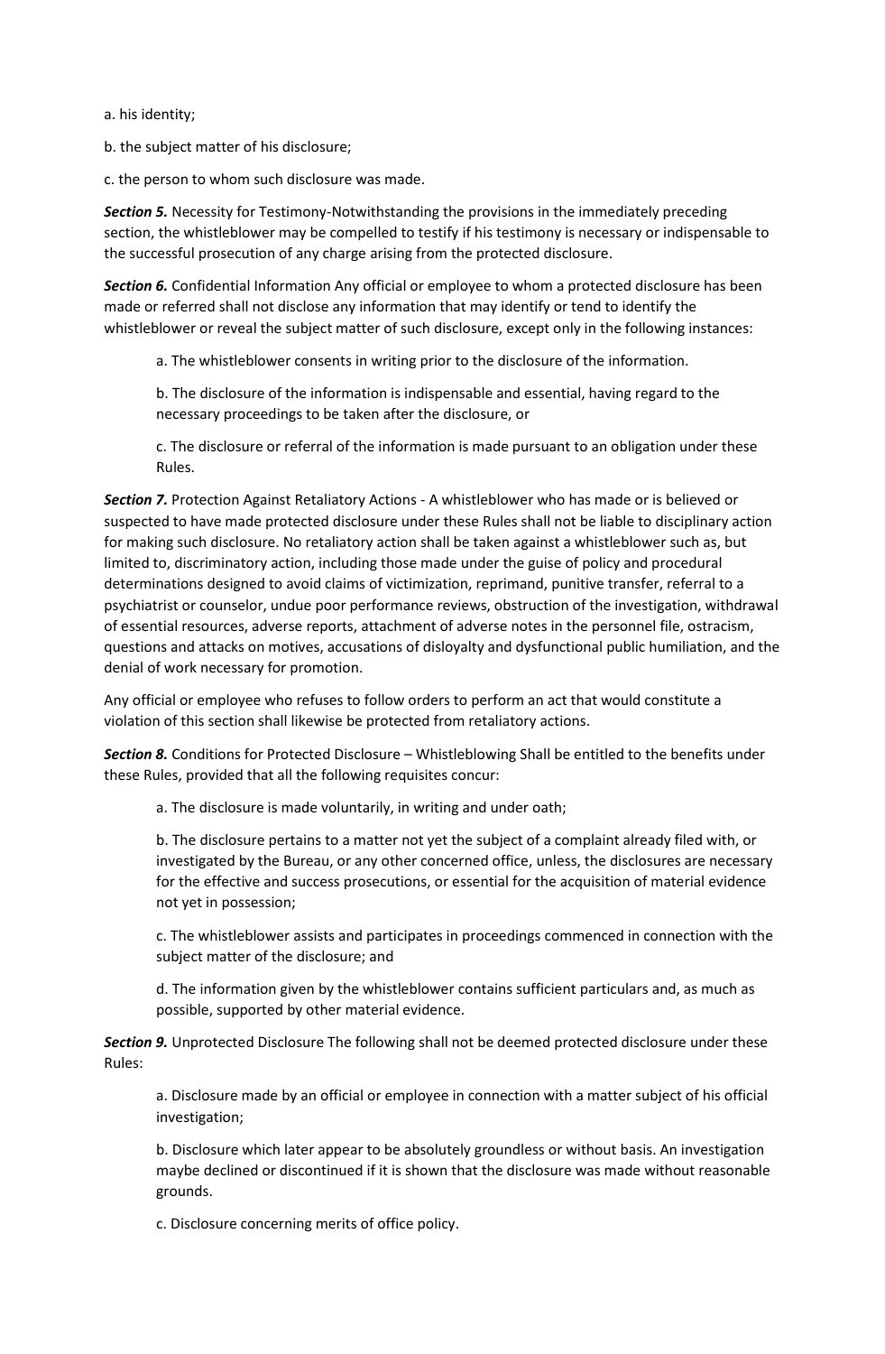a. his identity;

b. the subject matter of his disclosure;

c. the person to whom such disclosure was made.

***Section 5.*** Necessity for Testimony-Notwithstanding the provisions in the immediately preceding section, the whistleblower may be compelled to testify if his testimony is necessary or indispensable to the successful prosecution of any charge arising from the protected disclosure.

***Section 6.*** Confidential Information Any official or employee to whom a protected disclosure has been made or referred shall not disclose any information that may identify or tend to identify the whistleblower or reveal the subject matter of such disclosure, except only in the following instances:

> a. The whistleblower consents in writing prior to the disclosure of the information.
>
> b. The disclosure of the information is indispensable and essential, having regard to the necessary proceedings to be taken after the disclosure, or
>
> c. The disclosure or referral of the information is made pursuant to an obligation under these Rules.

***Section 7.*** Protection Against Retaliatory Actions - A whistleblower who has made or is believed or suspected to have made protected disclosure under these Rules shall not be liable to disciplinary action for making such disclosure. No retaliatory action shall be taken against a whistleblower such as, but limited to, discriminatory action, including those made under the guise of policy and procedural determinations designed to avoid claims of victimization, reprimand, punitive transfer, referral to a psychiatrist or counselor, undue poor performance reviews, obstruction of the investigation, withdrawal of essential resources, adverse reports, attachment of adverse notes in the personnel file, ostracism, questions and attacks on motives, accusations of disloyalty and dysfunctional public humiliation, and the denial of work necessary for promotion.

Any official or employee who refuses to follow orders to perform an act that would constitute a violation of this section shall likewise be protected from retaliatory actions.

***Section 8.*** Conditions for Protected Disclosure – Whistleblowing Shall be entitled to the benefits under these Rules, provided that all the following requisites concur:

> a. The disclosure is made voluntarily, in writing and under oath;
>
> b. The disclosure pertains to a matter not yet the subject of a complaint already filed with, or investigated by the Bureau, or any other concerned office, unless, the disclosures are necessary for the effective and success prosecutions, or essential for the acquisition of material evidence not yet in possession;
>
> c. The whistleblower assists and participates in proceedings commenced in connection with the subject matter of the disclosure; and
>
> d. The information given by the whistleblower contains sufficient particulars and, as much as possible, supported by other material evidence.

***Section 9.*** Unprotected Disclosure The following shall not be deemed protected disclosure under these Rules:

> a. Disclosure made by an official or employee in connection with a matter subject of his official investigation;
>
> b. Disclosure which later appear to be absolutely groundless or without basis. An investigation maybe declined or discontinued if it is shown that the disclosure was made without reasonable grounds.
>
> c. Disclosure concerning merits of office policy.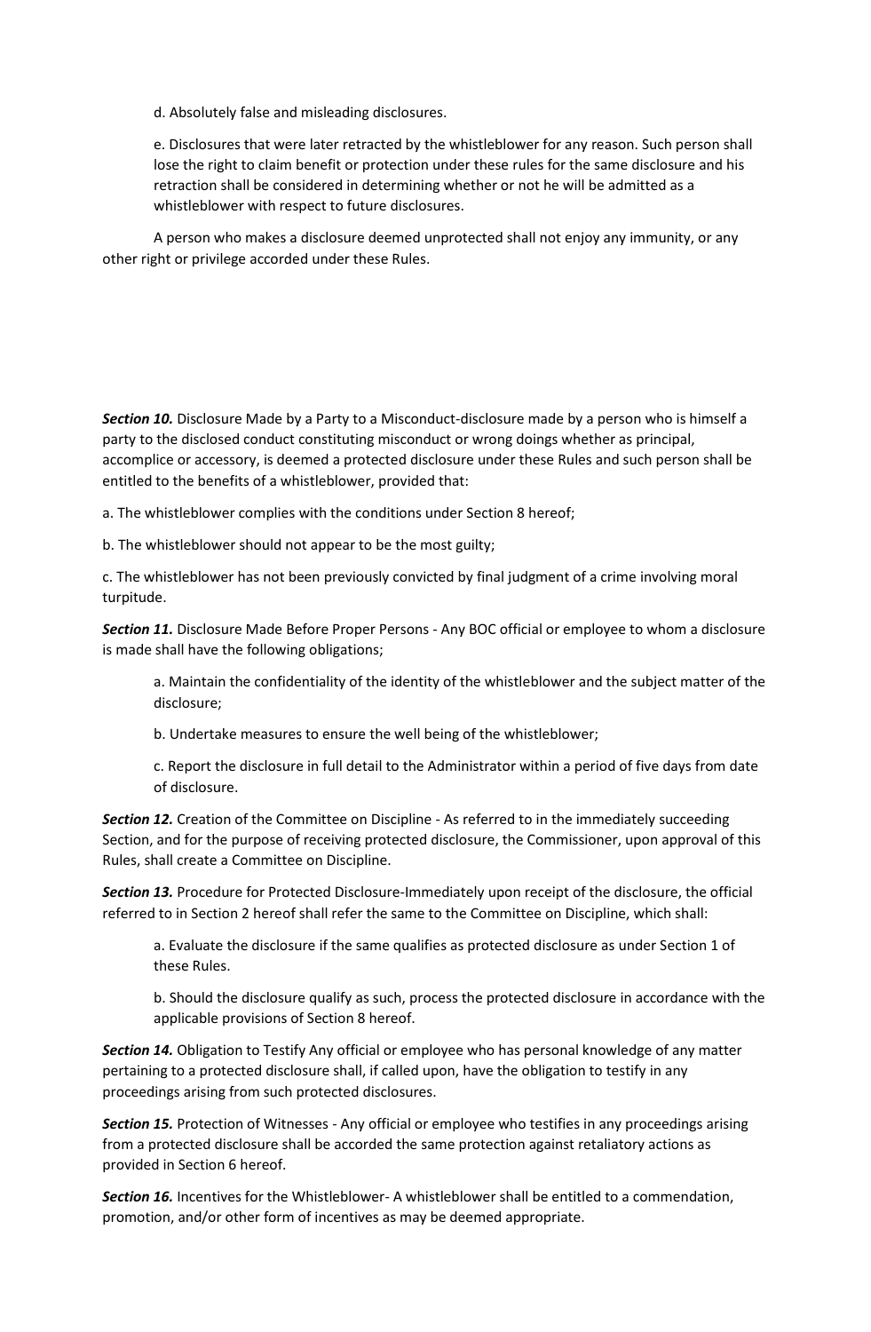d. Absolutely false and misleading disclosures.

e. Disclosures that were later retracted by the whistleblower for any reason. Such person shall lose the right to claim benefit or protection under these rules for the same disclosure and his retraction shall be considered in determining whether or not he will be admitted as a whistleblower with respect to future disclosures.

A person who makes a disclosure deemed unprotected shall not enjoy any immunity, or any other right or privilege accorded under these Rules.

***Section 10.*** Disclosure Made by a Party to a Misconduct-disclosure made by a person who is himself a party to the disclosed conduct constituting misconduct or wrong doings whether as principal, accomplice or accessory, is deemed a protected disclosure under these Rules and such person shall be entitled to the benefits of a whistleblower, provided that:

a. The whistleblower complies with the conditions under Section 8 hereof;

b. The whistleblower should not appear to be the most guilty;

c. The whistleblower has not been previously convicted by final judgment of a crime involving moral turpitude.

***Section 11.*** Disclosure Made Before Proper Persons - Any BOC official or employee to whom a disclosure is made shall have the following obligations;

a. Maintain the confidentiality of the identity of the whistleblower and the subject matter of the disclosure;

b. Undertake measures to ensure the well being of the whistleblower;

c. Report the disclosure in full detail to the Administrator within a period of five days from date of disclosure.

***Section 12.*** Creation of the Committee on Discipline - As referred to in the immediately succeeding Section, and for the purpose of receiving protected disclosure, the Commissioner, upon approval of this Rules, shall create a Committee on Discipline.

***Section 13.*** Procedure for Protected Disclosure-Immediately upon receipt of the disclosure, the official referred to in Section 2 hereof shall refer the same to the Committee on Discipline, which shall:

a. Evaluate the disclosure if the same qualifies as protected disclosure as under Section 1 of these Rules.

b. Should the disclosure qualify as such, process the protected disclosure in accordance with the applicable provisions of Section 8 hereof.

***Section 14.*** Obligation to Testify Any official or employee who has personal knowledge of any matter pertaining to a protected disclosure shall, if called upon, have the obligation to testify in any proceedings arising from such protected disclosures.

***Section 15.*** Protection of Witnesses - Any official or employee who testifies in any proceedings arising from a protected disclosure shall be accorded the same protection against retaliatory actions as provided in Section 6 hereof.

***Section 16.*** Incentives for the Whistleblower- A whistleblower shall be entitled to a commendation, promotion, and/or other form of incentives as may be deemed appropriate.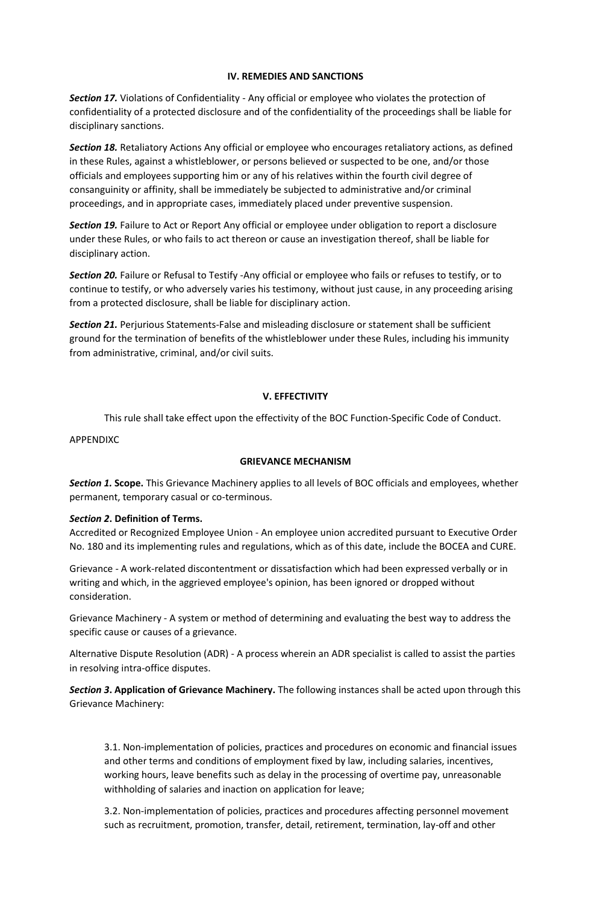**IV. REMEDIES AND SANCTIONS**

***Section 17.*** Violations of Confidentiality - Any official or employee who violates the protection of confidentiality of a protected disclosure and of the confidentiality of the proceedings shall be liable for disciplinary sanctions.

***Section 18.*** Retaliatory Actions Any official or employee who encourages retaliatory actions, as defined in these Rules, against a whistleblower, or persons believed or suspected to be one, and/or those officials and employees supporting him or any of his relatives within the fourth civil degree of consanguinity or affinity, shall be immediately be subjected to administrative and/or criminal proceedings, and in appropriate cases, immediately placed under preventive suspension.

***Section 19.*** Failure to Act or Report Any official or employee under obligation to report a disclosure under these Rules, or who fails to act thereon or cause an investigation thereof, shall be liable for disciplinary action.

***Section 20.*** Failure or Refusal to Testify -Any official or employee who fails or refuses to testify, or to continue to testify, or who adversely varies his testimony, without just cause, in any proceeding arising from a protected disclosure, shall be liable for disciplinary action.

***Section 21.*** Perjurious Statements-False and misleading disclosure or statement shall be sufficient ground for the termination of benefits of the whistleblower under these Rules, including his immunity from administrative, criminal, and/or civil suits.

**V. EFFECTIVITY**

This rule shall take effect upon the effectivity of the BOC Function-Specific Code of Conduct.

APPENDIXC

**GRIEVANCE MECHANISM**

***Section 1.*** **Scope.** This Grievance Machinery applies to all levels of BOC officials and employees, whether permanent, temporary casual or co-terminous.

***Section 2*. Definition of Terms.**
Accredited or Recognized Employee Union - An employee union accredited pursuant to Executive Order No. 180 and its implementing rules and regulations, which as of this date, include the BOCEA and CURE.

Grievance - A work-related discontentment or dissatisfaction which had been expressed verbally or in writing and which, in the aggrieved employee's opinion, has been ignored or dropped without consideration.

Grievance Machinery - A system or method of determining and evaluating the best way to address the specific cause or causes of a grievance.

Alternative Dispute Resolution (ADR) - A process wherein an ADR specialist is called to assist the parties in resolving intra-office disputes.

***Section 3*. Application of Grievance Machinery.** The following instances shall be acted upon through this Grievance Machinery:

3.1. Non-implementation of policies, practices and procedures on economic and financial issues and other terms and conditions of employment fixed by law, including salaries, incentives, working hours, leave benefits such as delay in the processing of overtime pay, unreasonable withholding of salaries and inaction on application for leave;

3.2. Non-implementation of policies, practices and procedures affecting personnel movement such as recruitment, promotion, transfer, detail, retirement, termination, lay-off and other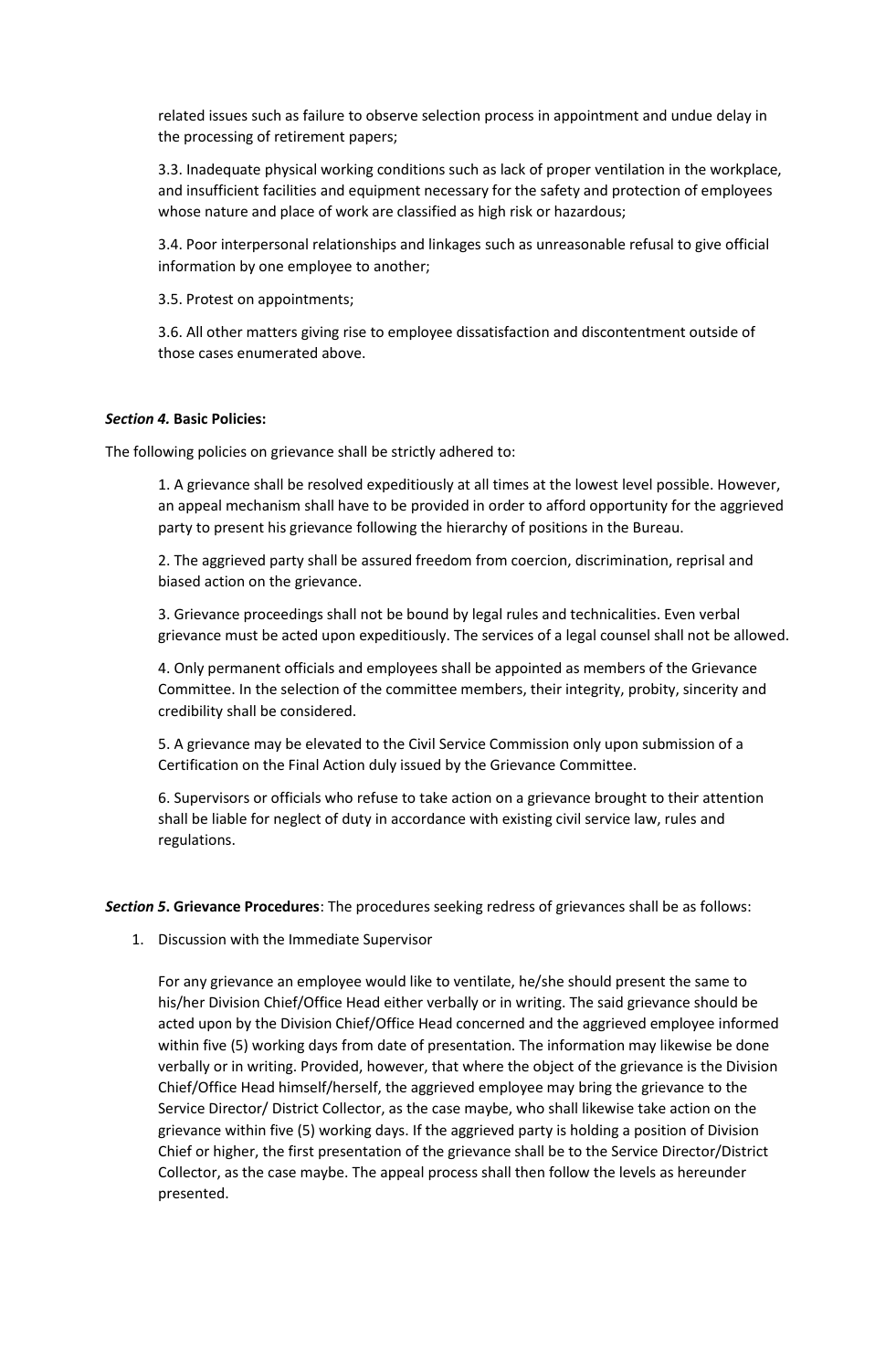related issues such as failure to observe selection process in appointment and undue delay in the processing of retirement papers;

3.3. Inadequate physical working conditions such as lack of proper ventilation in the workplace, and insufficient facilities and equipment necessary for the safety and protection of employees whose nature and place of work are classified as high risk or hazardous;

3.4. Poor interpersonal relationships and linkages such as unreasonable refusal to give official information by one employee to another;

3.5. Protest on appointments;

3.6. All other matters giving rise to employee dissatisfaction and discontentment outside of those cases enumerated above.

***Section 4.* Basic Policies:**

The following policies on grievance shall be strictly adhered to:

1. A grievance shall be resolved expeditiously at all times at the lowest level possible. However, an appeal mechanism shall have to be provided in order to afford opportunity for the aggrieved party to present his grievance following the hierarchy of positions in the Bureau.

2. The aggrieved party shall be assured freedom from coercion, discrimination, reprisal and biased action on the grievance.

3. Grievance proceedings shall not be bound by legal rules and technicalities. Even verbal grievance must be acted upon expeditiously. The services of a legal counsel shall not be allowed.

4. Only permanent officials and employees shall be appointed as members of the Grievance Committee. In the selection of the committee members, their integrity, probity, sincerity and credibility shall be considered.

5. A grievance may be elevated to the Civil Service Commission only upon submission of a Certification on the Final Action duly issued by the Grievance Committee.

6. Supervisors or officials who refuse to take action on a grievance brought to their attention shall be liable for neglect of duty in accordance with existing civil service law, rules and regulations.

***Section 5*. Grievance Procedures**: The procedures seeking redress of grievances shall be as follows:

1. Discussion with the Immediate Supervisor

   For any grievance an employee would like to ventilate, he/she should present the same to his/her Division Chief/Office Head either verbally or in writing. The said grievance should be acted upon by the Division Chief/Office Head concerned and the aggrieved employee informed within five (5) working days from date of presentation. The information may likewise be done verbally or in writing. Provided, however, that where the object of the grievance is the Division Chief/Office Head himself/herself, the aggrieved employee may bring the grievance to the Service Director/ District Collector, as the case maybe, who shall likewise take action on the grievance within five (5) working days. If the aggrieved party is holding a position of Division Chief or higher, the first presentation of the grievance shall be to the Service Director/District Collector, as the case maybe. The appeal process shall then follow the levels as hereunder presented.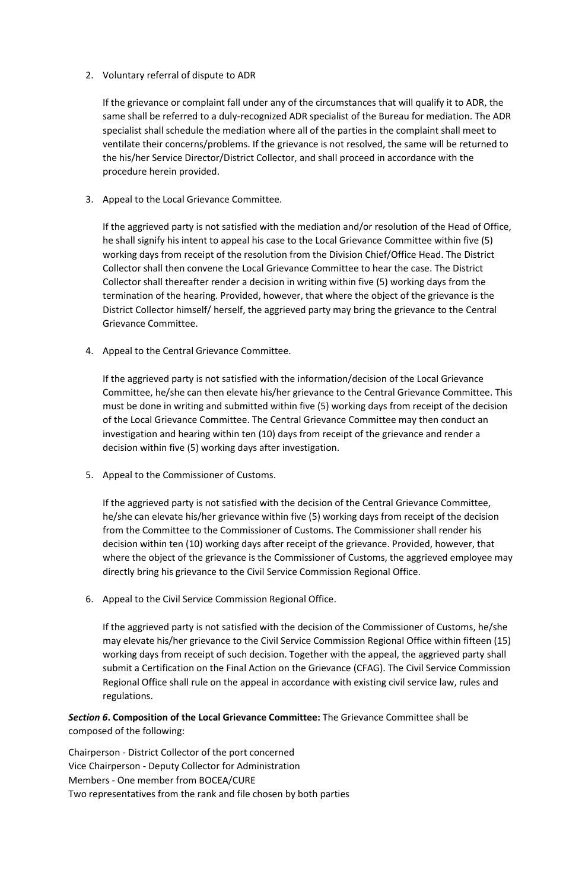2. Voluntary referral of dispute to ADR

   If the grievance or complaint fall under any of the circumstances that will qualify it to ADR, the same shall be referred to a duly-recognized ADR specialist of the Bureau for mediation. The ADR specialist shall schedule the mediation where all of the parties in the complaint shall meet to ventilate their concerns/problems. If the grievance is not resolved, the same will be returned to the his/her Service Director/District Collector, and shall proceed in accordance with the procedure herein provided.

3. Appeal to the Local Grievance Committee.

   If the aggrieved party is not satisfied with the mediation and/or resolution of the Head of Office, he shall signify his intent to appeal his case to the Local Grievance Committee within five (5) working days from receipt of the resolution from the Division Chief/Office Head. The District Collector shall then convene the Local Grievance Committee to hear the case. The District Collector shall thereafter render a decision in writing within five (5) working days from the termination of the hearing. Provided, however, that where the object of the grievance is the District Collector himself/ herself, the aggrieved party may bring the grievance to the Central Grievance Committee.

4. Appeal to the Central Grievance Committee.

   If the aggrieved party is not satisfied with the information/decision of the Local Grievance Committee, he/she can then elevate his/her grievance to the Central Grievance Committee. This must be done in writing and submitted within five (5) working days from receipt of the decision of the Local Grievance Committee. The Central Grievance Committee may then conduct an investigation and hearing within ten (10) days from receipt of the grievance and render a decision within five (5) working days after investigation.

5. Appeal to the Commissioner of Customs.

   If the aggrieved party is not satisfied with the decision of the Central Grievance Committee, he/she can elevate his/her grievance within five (5) working days from receipt of the decision from the Committee to the Commissioner of Customs. The Commissioner shall render his decision within ten (10) working days after receipt of the grievance. Provided, however, that where the object of the grievance is the Commissioner of Customs, the aggrieved employee may directly bring his grievance to the Civil Service Commission Regional Office.

6. Appeal to the Civil Service Commission Regional Office.

   If the aggrieved party is not satisfied with the decision of the Commissioner of Customs, he/she may elevate his/her grievance to the Civil Service Commission Regional Office within fifteen (15) working days from receipt of such decision. Together with the appeal, the aggrieved party shall submit a Certification on the Final Action on the Grievance (CFAG). The Civil Service Commission Regional Office shall rule on the appeal in accordance with existing civil service law, rules and regulations.

***Section 6*. Composition of the Local Grievance Committee:** The Grievance Committee shall be composed of the following:

Chairperson - District Collector of the port concerned
Vice Chairperson - Deputy Collector for Administration
Members - One member from BOCEA/CURE
Two representatives from the rank and file chosen by both parties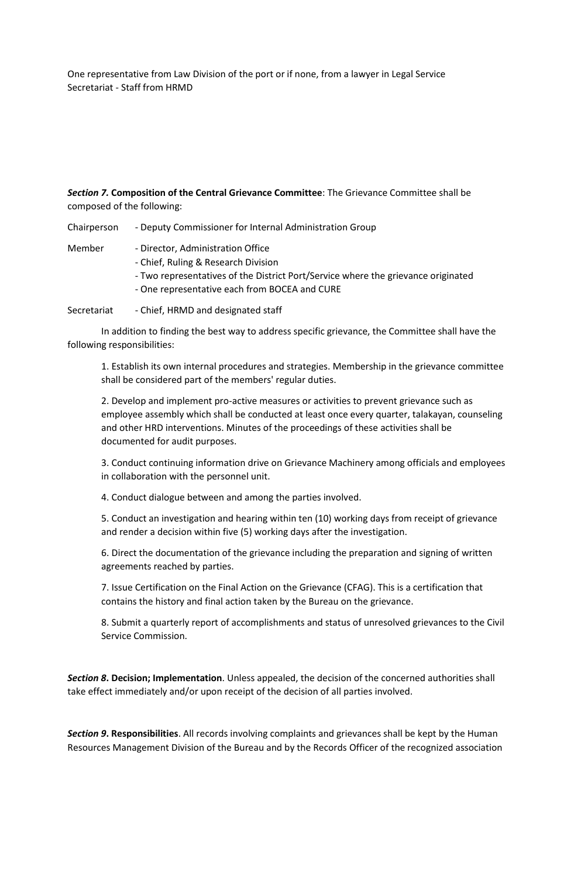One representative from Law Division of the port or if none, from a lawyer in Legal Service
Secretariat - Staff from HRMD

***Section 7.*** **Composition of the Central Grievance Committee**: The Grievance Committee shall be composed of the following:

| | |
|---|---|
| Chairperson | - Deputy Commissioner for Internal Administration Group |
| Member | - Director, Administration Office<br>- Chief, Ruling & Research Division<br>- Two representatives of the District Port/Service where the grievance originated<br>- One representative each from BOCEA and CURE |
| Secretariat | - Chief, HRMD and designated staff |

In addition to finding the best way to address specific grievance, the Committee shall have the following responsibilities:

1. Establish its own internal procedures and strategies. Membership in the grievance committee shall be considered part of the members' regular duties.

2. Develop and implement pro-active measures or activities to prevent grievance such as employee assembly which shall be conducted at least once every quarter, talakayan, counseling and other HRD interventions. Minutes of the proceedings of these activities shall be documented for audit purposes.

3. Conduct continuing information drive on Grievance Machinery among officials and employees in collaboration with the personnel unit.

4. Conduct dialogue between and among the parties involved.

5. Conduct an investigation and hearing within ten (10) working days from receipt of grievance and render a decision within five (5) working days after the investigation.

6. Direct the documentation of the grievance including the preparation and signing of written agreements reached by parties.

7. Issue Certification on the Final Action on the Grievance (CFAG). This is a certification that contains the history and final action taken by the Bureau on the grievance.

8. Submit a quarterly report of accomplishments and status of unresolved grievances to the Civil Service Commission.

***Section 8*. Decision; Implementation**. Unless appealed, the decision of the concerned authorities shall take effect immediately and/or upon receipt of the decision of all parties involved.

***Section 9*. Responsibilities**. All records involving complaints and grievances shall be kept by the Human Resources Management Division of the Bureau and by the Records Officer of the recognized association